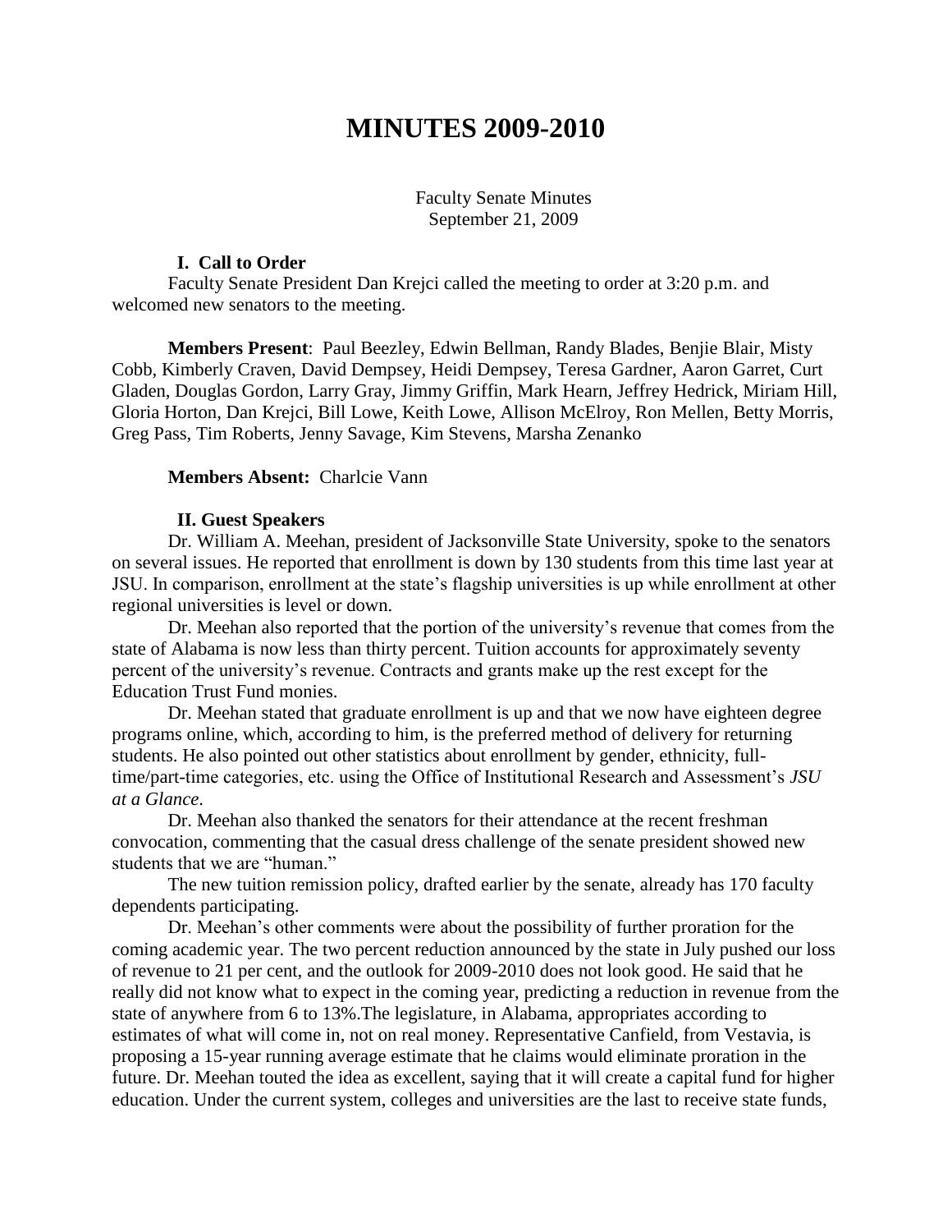# MINUTES 2009-2010

Faculty Senate Minutes
September 21, 2009

### I. Call to Order

Faculty Senate President Dan Krejci called the meeting to order at 3:20 p.m. and welcomed new senators to the meeting.

**Members Present**: Paul Beezley, Edwin Bellman, Randy Blades, Benjie Blair, Misty Cobb, Kimberly Craven, David Dempsey, Heidi Dempsey, Teresa Gardner, Aaron Garret, Curt Gladen, Douglas Gordon, Larry Gray, Jimmy Griffin, Mark Hearn, Jeffrey Hedrick, Miriam Hill, Gloria Horton, Dan Krejci, Bill Lowe, Keith Lowe, Allison McElroy, Ron Mellen, Betty Morris, Greg Pass, Tim Roberts, Jenny Savage, Kim Stevens, Marsha Zenanko

**Members Absent:** Charlcie Vann

### II. Guest Speakers

Dr. William A. Meehan, president of Jacksonville State University, spoke to the senators on several issues. He reported that enrollment is down by 130 students from this time last year at JSU. In comparison, enrollment at the state's flagship universities is up while enrollment at other regional universities is level or down.

Dr. Meehan also reported that the portion of the university's revenue that comes from the state of Alabama is now less than thirty percent. Tuition accounts for approximately seventy percent of the university's revenue. Contracts and grants make up the rest except for the Education Trust Fund monies.

Dr. Meehan stated that graduate enrollment is up and that we now have eighteen degree programs online, which, according to him, is the preferred method of delivery for returning students. He also pointed out other statistics about enrollment by gender, ethnicity, full-time/part-time categories, etc. using the Office of Institutional Research and Assessment's *JSU at a Glance*.

Dr. Meehan also thanked the senators for their attendance at the recent freshman convocation, commenting that the casual dress challenge of the senate president showed new students that we are "human."

The new tuition remission policy, drafted earlier by the senate, already has 170 faculty dependents participating.

Dr. Meehan's other comments were about the possibility of further proration for the coming academic year. The two percent reduction announced by the state in July pushed our loss of revenue to 21 per cent, and the outlook for 2009-2010 does not look good. He said that he really did not know what to expect in the coming year, predicting a reduction in revenue from the state of anywhere from 6 to 13%.The legislature, in Alabama, appropriates according to estimates of what will come in, not on real money. Representative Canfield, from Vestavia, is proposing a 15-year running average estimate that he claims would eliminate proration in the future. Dr. Meehan touted the idea as excellent, saying that it will create a capital fund for higher education. Under the current system, colleges and universities are the last to receive state funds,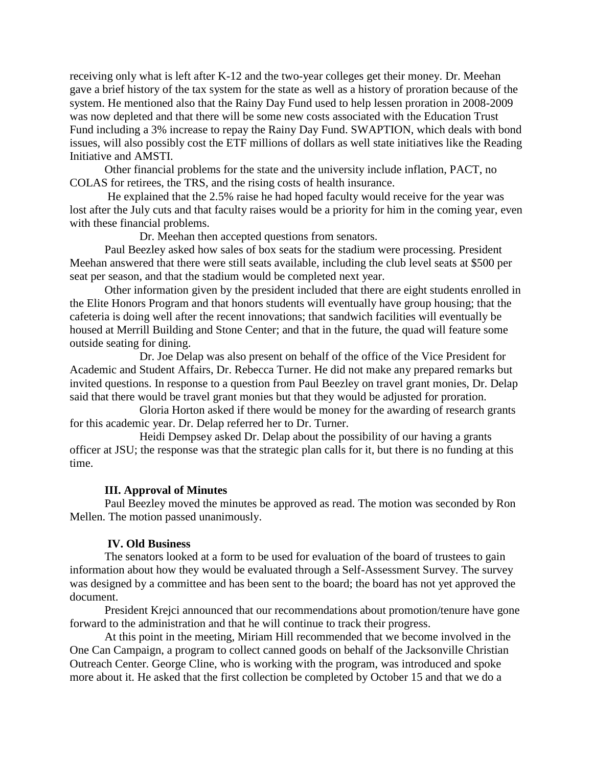receiving only what is left after K-12 and the two-year colleges get their money. Dr. Meehan gave a brief history of the tax system for the state as well as a history of proration because of the system. He mentioned also that the Rainy Day Fund used to help lessen proration in 2008-2009 was now depleted and that there will be some new costs associated with the Education Trust Fund including a 3% increase to repay the Rainy Day Fund. SWAPTION, which deals with bond issues, will also possibly cost the ETF millions of dollars as well state initiatives like the Reading Initiative and AMSTI.

Other financial problems for the state and the university include inflation, PACT, no COLAS for retirees, the TRS, and the rising costs of health insurance.

He explained that the 2.5% raise he had hoped faculty would receive for the year was lost after the July cuts and that faculty raises would be a priority for him in the coming year, even with these financial problems.

Dr. Meehan then accepted questions from senators.

Paul Beezley asked how sales of box seats for the stadium were processing. President Meehan answered that there were still seats available, including the club level seats at $500 per seat per season, and that the stadium would be completed next year.

Other information given by the president included that there are eight students enrolled in the Elite Honors Program and that honors students will eventually have group housing; that the cafeteria is doing well after the recent innovations; that sandwich facilities will eventually be housed at Merrill Building and Stone Center; and that in the future, the quad will feature some outside seating for dining.

Dr. Joe Delap was also present on behalf of the office of the Vice President for Academic and Student Affairs, Dr. Rebecca Turner. He did not make any prepared remarks but invited questions. In response to a question from Paul Beezley on travel grant monies, Dr. Delap said that there would be travel grant monies but that they would be adjusted for proration.

Gloria Horton asked if there would be money for the awarding of research grants for this academic year. Dr. Delap referred her to Dr. Turner.

Heidi Dempsey asked Dr. Delap about the possibility of our having a grants officer at JSU; the response was that the strategic plan calls for it, but there is no funding at this time.

**III. Approval of Minutes**

Paul Beezley moved the minutes be approved as read. The motion was seconded by Ron Mellen. The motion passed unanimously.

**IV. Old Business**

The senators looked at a form to be used for evaluation of the board of trustees to gain information about how they would be evaluated through a Self-Assessment Survey. The survey was designed by a committee and has been sent to the board; the board has not yet approved the document.

President Krejci announced that our recommendations about promotion/tenure have gone forward to the administration and that he will continue to track their progress.

At this point in the meeting, Miriam Hill recommended that we become involved in the One Can Campaign, a program to collect canned goods on behalf of the Jacksonville Christian Outreach Center. George Cline, who is working with the program, was introduced and spoke more about it. He asked that the first collection be completed by October 15 and that we do a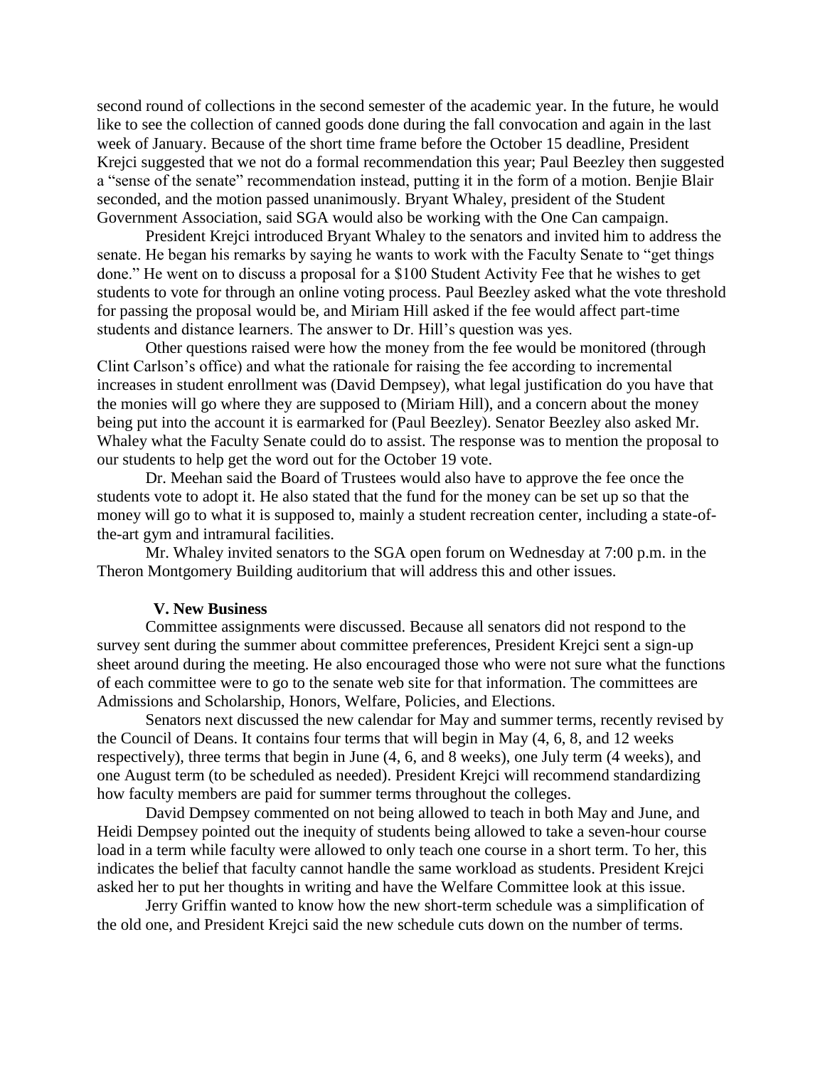second round of collections in the second semester of the academic year. In the future, he would like to see the collection of canned goods done during the fall convocation and again in the last week of January. Because of the short time frame before the October 15 deadline, President Krejci suggested that we not do a formal recommendation this year; Paul Beezley then suggested a "sense of the senate" recommendation instead, putting it in the form of a motion. Benjie Blair seconded, and the motion passed unanimously. Bryant Whaley, president of the Student Government Association, said SGA would also be working with the One Can campaign.

President Krejci introduced Bryant Whaley to the senators and invited him to address the senate. He began his remarks by saying he wants to work with the Faculty Senate to "get things done." He went on to discuss a proposal for a $100 Student Activity Fee that he wishes to get students to vote for through an online voting process. Paul Beezley asked what the vote threshold for passing the proposal would be, and Miriam Hill asked if the fee would affect part-time students and distance learners. The answer to Dr. Hill's question was yes.

Other questions raised were how the money from the fee would be monitored (through Clint Carlson's office) and what the rationale for raising the fee according to incremental increases in student enrollment was (David Dempsey), what legal justification do you have that the monies will go where they are supposed to (Miriam Hill), and a concern about the money being put into the account it is earmarked for (Paul Beezley). Senator Beezley also asked Mr. Whaley what the Faculty Senate could do to assist. The response was to mention the proposal to our students to help get the word out for the October 19 vote.

Dr. Meehan said the Board of Trustees would also have to approve the fee once the students vote to adopt it. He also stated that the fund for the money can be set up so that the money will go to what it is supposed to, mainly a student recreation center, including a state-of-the-art gym and intramural facilities.

Mr. Whaley invited senators to the SGA open forum on Wednesday at 7:00 p.m. in the Theron Montgomery Building auditorium that will address this and other issues.

**V. New Business**

Committee assignments were discussed. Because all senators did not respond to the survey sent during the summer about committee preferences, President Krejci sent a sign-up sheet around during the meeting. He also encouraged those who were not sure what the functions of each committee were to go to the senate web site for that information. The committees are Admissions and Scholarship, Honors, Welfare, Policies, and Elections.

Senators next discussed the new calendar for May and summer terms, recently revised by the Council of Deans. It contains four terms that will begin in May (4, 6, 8, and 12 weeks respectively), three terms that begin in June (4, 6, and 8 weeks), one July term (4 weeks), and one August term (to be scheduled as needed). President Krejci will recommend standardizing how faculty members are paid for summer terms throughout the colleges.

David Dempsey commented on not being allowed to teach in both May and June, and Heidi Dempsey pointed out the inequity of students being allowed to take a seven-hour course load in a term while faculty were allowed to only teach one course in a short term. To her, this indicates the belief that faculty cannot handle the same workload as students. President Krejci asked her to put her thoughts in writing and have the Welfare Committee look at this issue.

Jerry Griffin wanted to know how the new short-term schedule was a simplification of the old one, and President Krejci said the new schedule cuts down on the number of terms.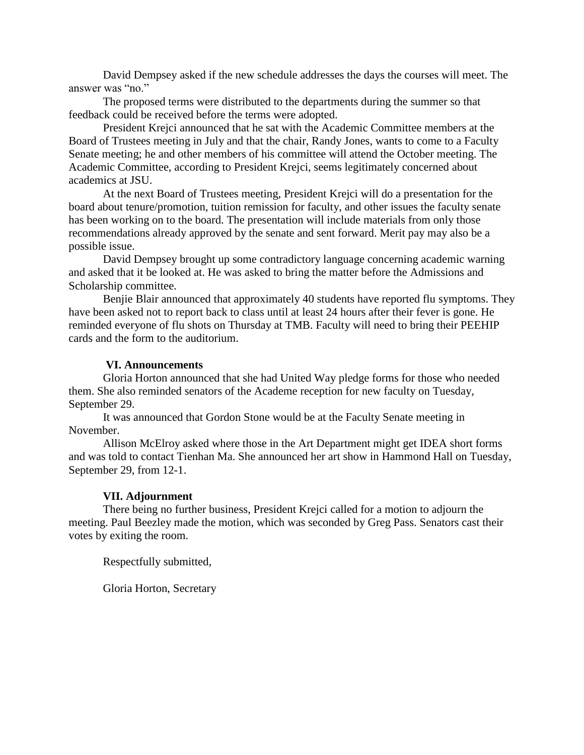David Dempsey asked if the new schedule addresses the days the courses will meet. The answer was "no."

The proposed terms were distributed to the departments during the summer so that feedback could be received before the terms were adopted.

President Krejci announced that he sat with the Academic Committee members at the Board of Trustees meeting in July and that the chair, Randy Jones, wants to come to a Faculty Senate meeting; he and other members of his committee will attend the October meeting. The Academic Committee, according to President Krejci, seems legitimately concerned about academics at JSU.

At the next Board of Trustees meeting, President Krejci will do a presentation for the board about tenure/promotion, tuition remission for faculty, and other issues the faculty senate has been working on to the board. The presentation will include materials from only those recommendations already approved by the senate and sent forward. Merit pay may also be a possible issue.

David Dempsey brought up some contradictory language concerning academic warning and asked that it be looked at. He was asked to bring the matter before the Admissions and Scholarship committee.

Benjie Blair announced that approximately 40 students have reported flu symptoms. They have been asked not to report back to class until at least 24 hours after their fever is gone. He reminded everyone of flu shots on Thursday at TMB. Faculty will need to bring their PEEHIP cards and the form to the auditorium.

### VI. Announcements

Gloria Horton announced that she had United Way pledge forms for those who needed them. She also reminded senators of the Academe reception for new faculty on Tuesday, September 29.

It was announced that Gordon Stone would be at the Faculty Senate meeting in November.

Allison McElroy asked where those in the Art Department might get IDEA short forms and was told to contact Tienhan Ma. She announced her art show in Hammond Hall on Tuesday, September 29, from 12-1.

### VII. Adjournment

There being no further business, President Krejci called for a motion to adjourn the meeting. Paul Beezley made the motion, which was seconded by Greg Pass. Senators cast their votes by exiting the room.

Respectfully submitted,

Gloria Horton, Secretary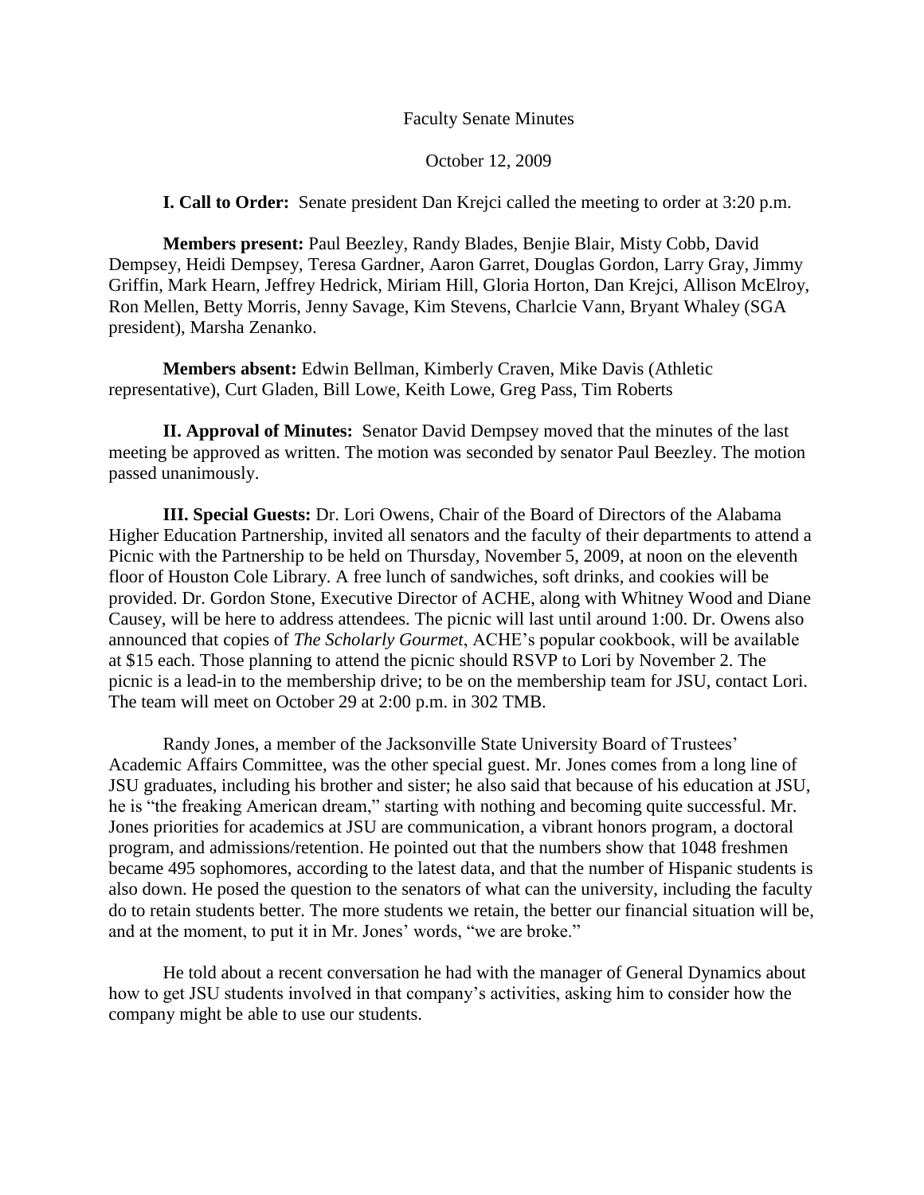Faculty Senate Minutes

October 12, 2009

**I. Call to Order:** Senate president Dan Krejci called the meeting to order at 3:20 p.m.

**Members present:** Paul Beezley, Randy Blades, Benjie Blair, Misty Cobb, David Dempsey, Heidi Dempsey, Teresa Gardner, Aaron Garret, Douglas Gordon, Larry Gray, Jimmy Griffin, Mark Hearn, Jeffrey Hedrick, Miriam Hill, Gloria Horton, Dan Krejci, Allison McElroy, Ron Mellen, Betty Morris, Jenny Savage, Kim Stevens, Charlcie Vann, Bryant Whaley (SGA president), Marsha Zenanko.

**Members absent:** Edwin Bellman, Kimberly Craven, Mike Davis (Athletic representative), Curt Gladen, Bill Lowe, Keith Lowe, Greg Pass, Tim Roberts

**II. Approval of Minutes:** Senator David Dempsey moved that the minutes of the last meeting be approved as written. The motion was seconded by senator Paul Beezley. The motion passed unanimously.

**III. Special Guests:** Dr. Lori Owens, Chair of the Board of Directors of the Alabama Higher Education Partnership, invited all senators and the faculty of their departments to attend a Picnic with the Partnership to be held on Thursday, November 5, 2009, at noon on the eleventh floor of Houston Cole Library. A free lunch of sandwiches, soft drinks, and cookies will be provided. Dr. Gordon Stone, Executive Director of ACHE, along with Whitney Wood and Diane Causey, will be here to address attendees. The picnic will last until around 1:00. Dr. Owens also announced that copies of *The Scholarly Gourmet*, ACHE's popular cookbook, will be available at $15 each. Those planning to attend the picnic should RSVP to Lori by November 2. The picnic is a lead-in to the membership drive; to be on the membership team for JSU, contact Lori. The team will meet on October 29 at 2:00 p.m. in 302 TMB.

Randy Jones, a member of the Jacksonville State University Board of Trustees' Academic Affairs Committee, was the other special guest. Mr. Jones comes from a long line of JSU graduates, including his brother and sister; he also said that because of his education at JSU, he is "the freaking American dream," starting with nothing and becoming quite successful. Mr. Jones priorities for academics at JSU are communication, a vibrant honors program, a doctoral program, and admissions/retention. He pointed out that the numbers show that 1048 freshmen became 495 sophomores, according to the latest data, and that the number of Hispanic students is also down. He posed the question to the senators of what can the university, including the faculty do to retain students better. The more students we retain, the better our financial situation will be, and at the moment, to put it in Mr. Jones' words, "we are broke."

He told about a recent conversation he had with the manager of General Dynamics about how to get JSU students involved in that company's activities, asking him to consider how the company might be able to use our students.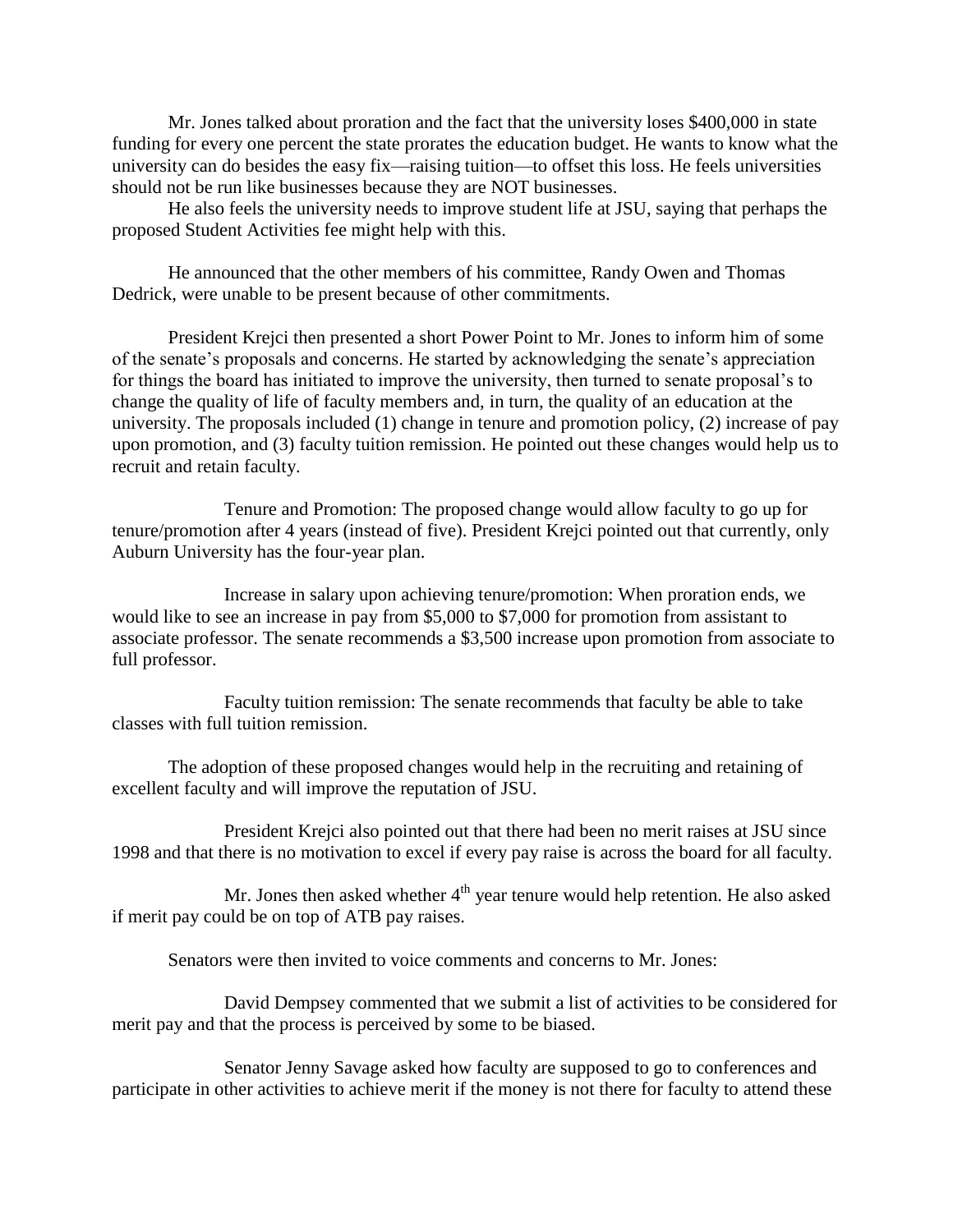Mr. Jones talked about proration and the fact that the university loses $400,000 in state funding for every one percent the state prorates the education budget. He wants to know what the university can do besides the easy fix—raising tuition—to offset this loss. He feels universities should not be run like businesses because they are NOT businesses.

He also feels the university needs to improve student life at JSU, saying that perhaps the proposed Student Activities fee might help with this.

He announced that the other members of his committee, Randy Owen and Thomas Dedrick, were unable to be present because of other commitments.

President Krejci then presented a short Power Point to Mr. Jones to inform him of some of the senate's proposals and concerns. He started by acknowledging the senate's appreciation for things the board has initiated to improve the university, then turned to senate proposal's to change the quality of life of faculty members and, in turn, the quality of an education at the university. The proposals included (1) change in tenure and promotion policy, (2) increase of pay upon promotion, and (3) faculty tuition remission. He pointed out these changes would help us to recruit and retain faculty.

Tenure and Promotion: The proposed change would allow faculty to go up for tenure/promotion after 4 years (instead of five). President Krejci pointed out that currently, only Auburn University has the four-year plan.

Increase in salary upon achieving tenure/promotion: When proration ends, we would like to see an increase in pay from $5,000 to $7,000 for promotion from assistant to associate professor. The senate recommends a $3,500 increase upon promotion from associate to full professor.

Faculty tuition remission: The senate recommends that faculty be able to take classes with full tuition remission.

The adoption of these proposed changes would help in the recruiting and retaining of excellent faculty and will improve the reputation of JSU.

President Krejci also pointed out that there had been no merit raises at JSU since 1998 and that there is no motivation to excel if every pay raise is across the board for all faculty.

Mr. Jones then asked whether 4th year tenure would help retention. He also asked if merit pay could be on top of ATB pay raises.

Senators were then invited to voice comments and concerns to Mr. Jones:

David Dempsey commented that we submit a list of activities to be considered for merit pay and that the process is perceived by some to be biased.

Senator Jenny Savage asked how faculty are supposed to go to conferences and participate in other activities to achieve merit if the money is not there for faculty to attend these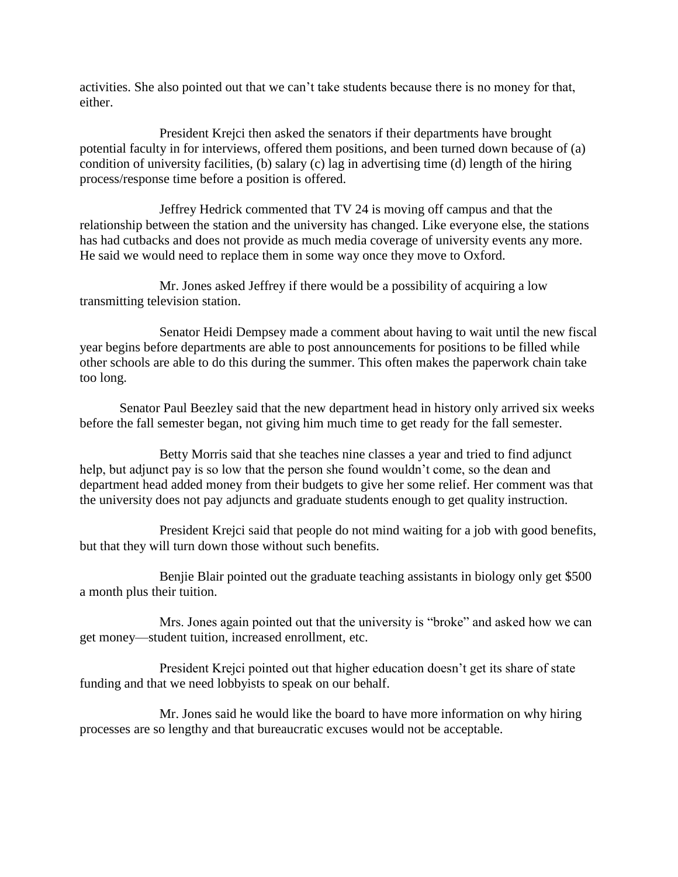activities. She also pointed out that we can't take students because there is no money for that, either.

President Krejci then asked the senators if their departments have brought potential faculty in for interviews, offered them positions, and been turned down because of (a) condition of university facilities, (b) salary (c) lag in advertising time (d) length of the hiring process/response time before a position is offered.

Jeffrey Hedrick commented that TV 24 is moving off campus and that the relationship between the station and the university has changed. Like everyone else, the stations has had cutbacks and does not provide as much media coverage of university events any more. He said we would need to replace them in some way once they move to Oxford.

Mr. Jones asked Jeffrey if there would be a possibility of acquiring a low transmitting television station.

Senator Heidi Dempsey made a comment about having to wait until the new fiscal year begins before departments are able to post announcements for positions to be filled while other schools are able to do this during the summer. This often makes the paperwork chain take too long.

Senator Paul Beezley said that the new department head in history only arrived six weeks before the fall semester began, not giving him much time to get ready for the fall semester.

Betty Morris said that she teaches nine classes a year and tried to find adjunct help, but adjunct pay is so low that the person she found wouldn't come, so the dean and department head added money from their budgets to give her some relief. Her comment was that the university does not pay adjuncts and graduate students enough to get quality instruction.

President Krejci said that people do not mind waiting for a job with good benefits, but that they will turn down those without such benefits.

Benjie Blair pointed out the graduate teaching assistants in biology only get $500 a month plus their tuition.

Mrs. Jones again pointed out that the university is "broke" and asked how we can get money—student tuition, increased enrollment, etc.

President Krejci pointed out that higher education doesn't get its share of state funding and that we need lobbyists to speak on our behalf.

Mr. Jones said he would like the board to have more information on why hiring processes are so lengthy and that bureaucratic excuses would not be acceptable.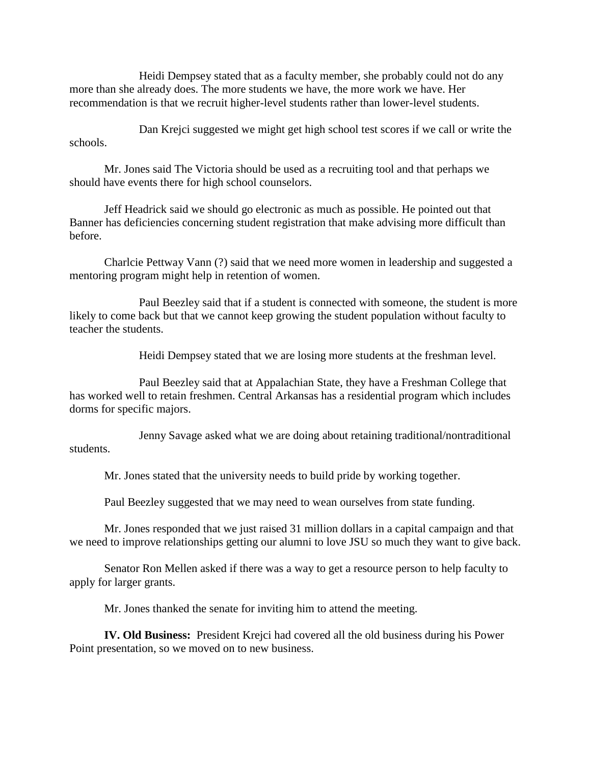Heidi Dempsey stated that as a faculty member, she probably could not do any more than she already does. The more students we have, the more work we have. Her recommendation is that we recruit higher-level students rather than lower-level students.

Dan Krejci suggested we might get high school test scores if we call or write the schools.

Mr. Jones said The Victoria should be used as a recruiting tool and that perhaps we should have events there for high school counselors.

Jeff Headrick said we should go electronic as much as possible. He pointed out that Banner has deficiencies concerning student registration that make advising more difficult than before.

Charlcie Pettway Vann (?) said that we need more women in leadership and suggested a mentoring program might help in retention of women.

Paul Beezley said that if a student is connected with someone, the student is more likely to come back but that we cannot keep growing the student population without faculty to teacher the students.

Heidi Dempsey stated that we are losing more students at the freshman level.

Paul Beezley said that at Appalachian State, they have a Freshman College that has worked well to retain freshmen. Central Arkansas has a residential program which includes dorms for specific majors.

Jenny Savage asked what we are doing about retaining traditional/nontraditional students.

Mr. Jones stated that the university needs to build pride by working together.

Paul Beezley suggested that we may need to wean ourselves from state funding.

Mr. Jones responded that we just raised 31 million dollars in a capital campaign and that we need to improve relationships getting our alumni to love JSU so much they want to give back.

Senator Ron Mellen asked if there was a way to get a resource person to help faculty to apply for larger grants.

Mr. Jones thanked the senate for inviting him to attend the meeting.

**IV. Old Business:** President Krejci had covered all the old business during his Power Point presentation, so we moved on to new business.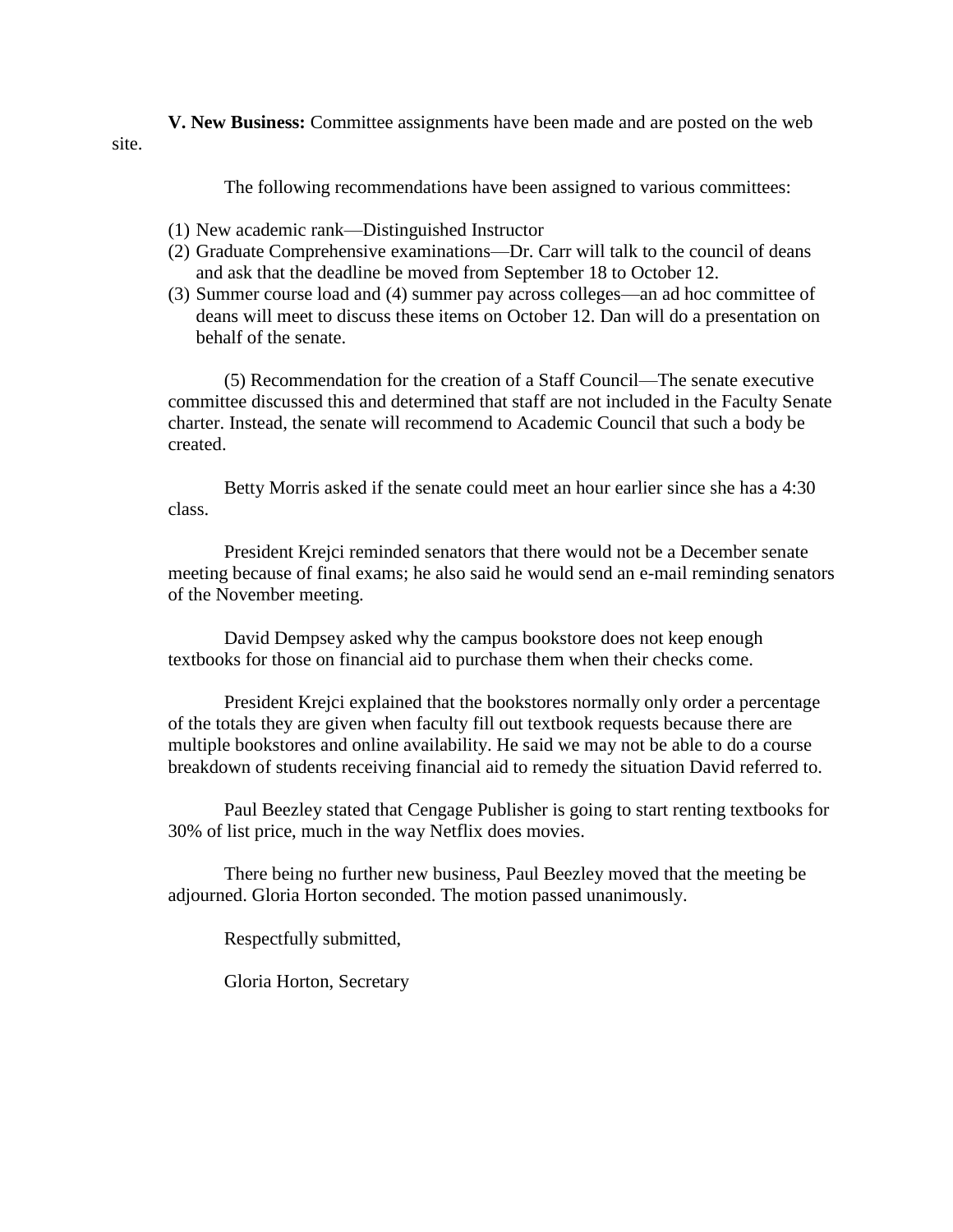**V. New Business:** Committee assignments have been made and are posted on the web site.

The following recommendations have been assigned to various committees:

(1) New academic rank—Distinguished Instructor
(2) Graduate Comprehensive examinations—Dr. Carr will talk to the council of deans and ask that the deadline be moved from September 18 to October 12.
(3) Summer course load and (4) summer pay across colleges—an ad hoc committee of deans will meet to discuss these items on October 12. Dan will do a presentation on behalf of the senate.

(5) Recommendation for the creation of a Staff Council—The senate executive committee discussed this and determined that staff are not included in the Faculty Senate charter. Instead, the senate will recommend to Academic Council that such a body be created.

Betty Morris asked if the senate could meet an hour earlier since she has a 4:30 class.

President Krejci reminded senators that there would not be a December senate meeting because of final exams; he also said he would send an e-mail reminding senators of the November meeting.

David Dempsey asked why the campus bookstore does not keep enough textbooks for those on financial aid to purchase them when their checks come.

President Krejci explained that the bookstores normally only order a percentage of the totals they are given when faculty fill out textbook requests because there are multiple bookstores and online availability. He said we may not be able to do a course breakdown of students receiving financial aid to remedy the situation David referred to.

Paul Beezley stated that Cengage Publisher is going to start renting textbooks for 30% of list price, much in the way Netflix does movies.

There being no further new business, Paul Beezley moved that the meeting be adjourned. Gloria Horton seconded. The motion passed unanimously.

Respectfully submitted,

Gloria Horton, Secretary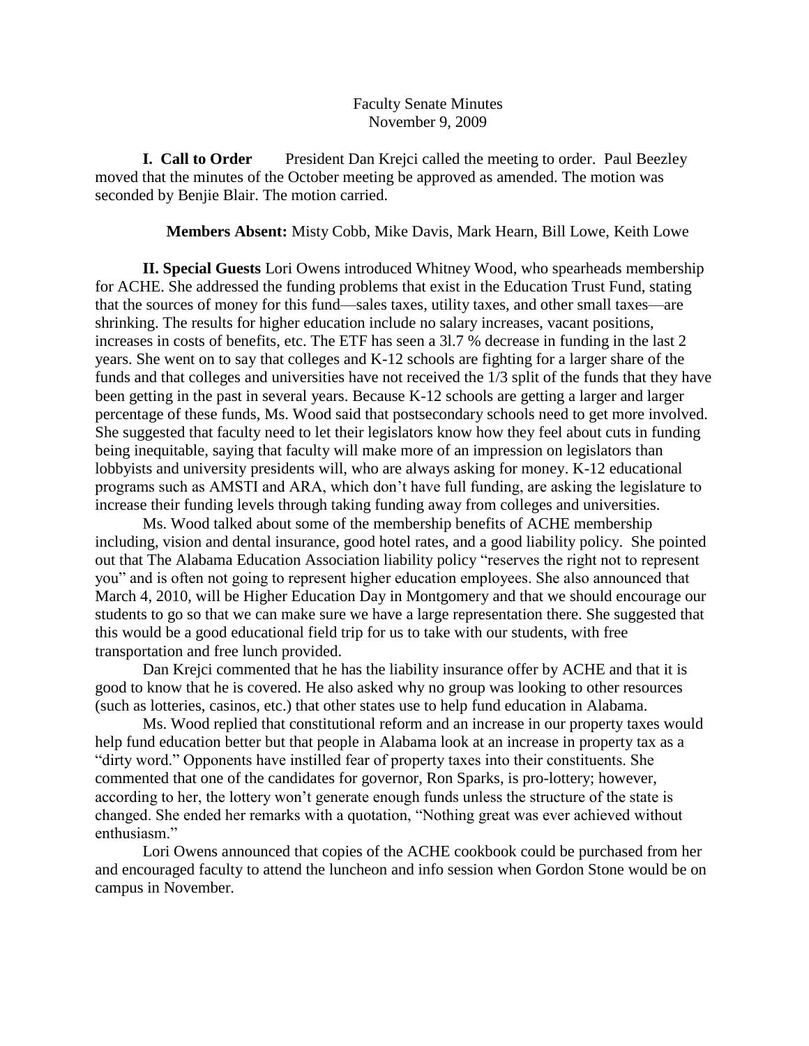Faculty Senate Minutes
November 9, 2009

**I. Call to Order** President Dan Krejci called the meeting to order. Paul Beezley moved that the minutes of the October meeting be approved as amended. The motion was seconded by Benjie Blair. The motion carried.

**Members Absent:** Misty Cobb, Mike Davis, Mark Hearn, Bill Lowe, Keith Lowe

**II. Special Guests** Lori Owens introduced Whitney Wood, who spearheads membership for ACHE. She addressed the funding problems that exist in the Education Trust Fund, stating that the sources of money for this fund—sales taxes, utility taxes, and other small taxes—are shrinking. The results for higher education include no salary increases, vacant positions, increases in costs of benefits, etc. The ETF has seen a 3l.7 % decrease in funding in the last 2 years. She went on to say that colleges and K-12 schools are fighting for a larger share of the funds and that colleges and universities have not received the 1/3 split of the funds that they have been getting in the past in several years. Because K-12 schools are getting a larger and larger percentage of these funds, Ms. Wood said that postsecondary schools need to get more involved. She suggested that faculty need to let their legislators know how they feel about cuts in funding being inequitable, saying that faculty will make more of an impression on legislators than lobbyists and university presidents will, who are always asking for money. K-12 educational programs such as AMSTI and ARA, which don't have full funding, are asking the legislature to increase their funding levels through taking funding away from colleges and universities.

Ms. Wood talked about some of the membership benefits of ACHE membership including, vision and dental insurance, good hotel rates, and a good liability policy. She pointed out that The Alabama Education Association liability policy "reserves the right not to represent you" and is often not going to represent higher education employees. She also announced that March 4, 2010, will be Higher Education Day in Montgomery and that we should encourage our students to go so that we can make sure we have a large representation there. She suggested that this would be a good educational field trip for us to take with our students, with free transportation and free lunch provided.

Dan Krejci commented that he has the liability insurance offer by ACHE and that it is good to know that he is covered. He also asked why no group was looking to other resources (such as lotteries, casinos, etc.) that other states use to help fund education in Alabama.

Ms. Wood replied that constitutional reform and an increase in our property taxes would help fund education better but that people in Alabama look at an increase in property tax as a "dirty word." Opponents have instilled fear of property taxes into their constituents. She commented that one of the candidates for governor, Ron Sparks, is pro-lottery; however, according to her, the lottery won't generate enough funds unless the structure of the state is changed. She ended her remarks with a quotation, "Nothing great was ever achieved without enthusiasm."

Lori Owens announced that copies of the ACHE cookbook could be purchased from her and encouraged faculty to attend the luncheon and info session when Gordon Stone would be on campus in November.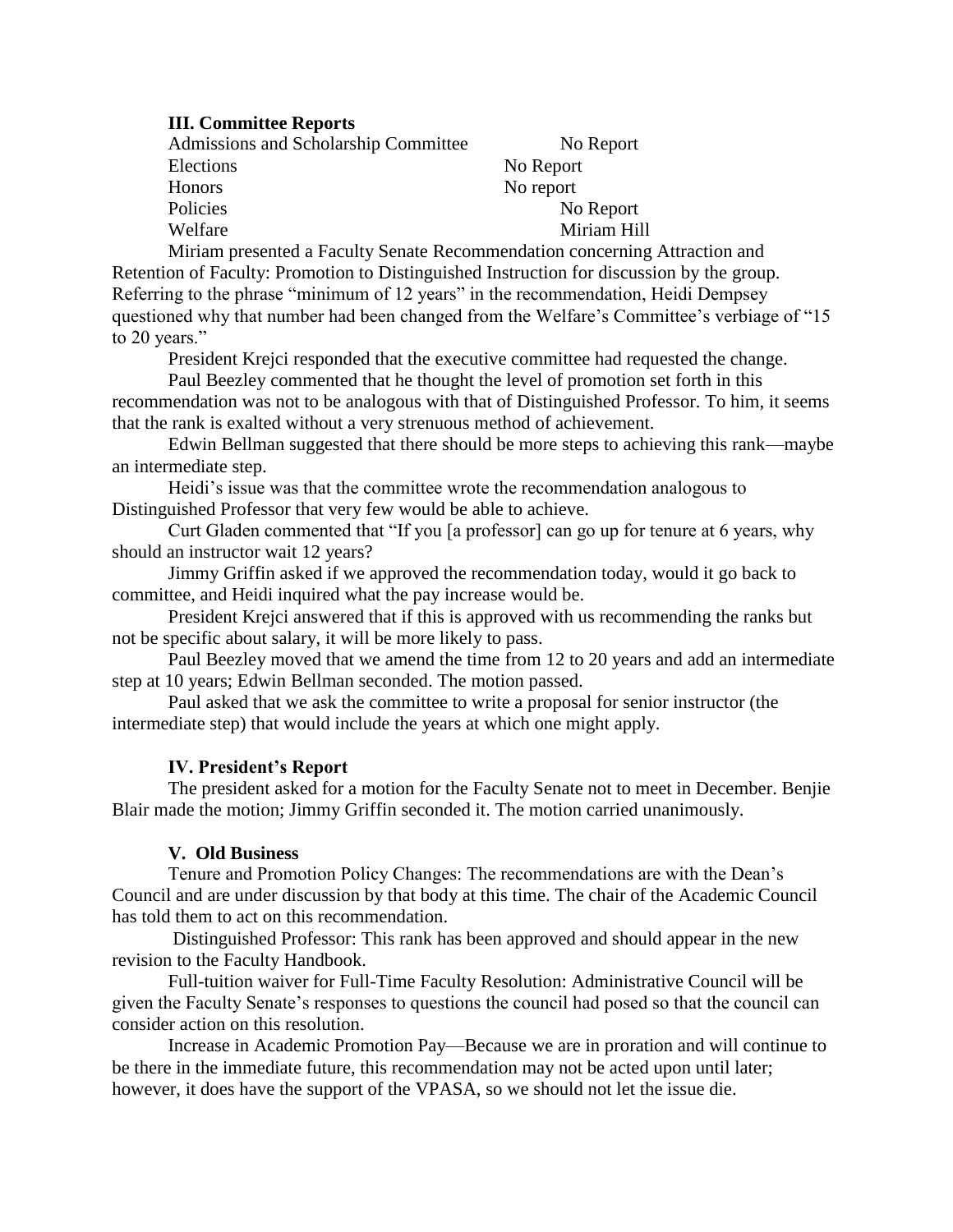### III. Committee Reports

| | |
|---|---|
| Admissions and Scholarship Committee | No Report |
| Elections | No Report |
| Honors | No report |
| Policies | No Report |
| Welfare | Miriam Hill |

Miriam presented a Faculty Senate Recommendation concerning Attraction and Retention of Faculty: Promotion to Distinguished Instruction for discussion by the group. Referring to the phrase "minimum of 12 years" in the recommendation, Heidi Dempsey questioned why that number had been changed from the Welfare's Committee's verbiage of "15 to 20 years."

President Krejci responded that the executive committee had requested the change.

Paul Beezley commented that he thought the level of promotion set forth in this recommendation was not to be analogous with that of Distinguished Professor. To him, it seems that the rank is exalted without a very strenuous method of achievement.

Edwin Bellman suggested that there should be more steps to achieving this rank—maybe an intermediate step.

Heidi's issue was that the committee wrote the recommendation analogous to Distinguished Professor that very few would be able to achieve.

Curt Gladen commented that "If you [a professor] can go up for tenure at 6 years, why should an instructor wait 12 years?

Jimmy Griffin asked if we approved the recommendation today, would it go back to committee, and Heidi inquired what the pay increase would be.

President Krejci answered that if this is approved with us recommending the ranks but not be specific about salary, it will be more likely to pass.

Paul Beezley moved that we amend the time from 12 to 20 years and add an intermediate step at 10 years; Edwin Bellman seconded. The motion passed.

Paul asked that we ask the committee to write a proposal for senior instructor (the intermediate step) that would include the years at which one might apply.

### IV. President's Report

The president asked for a motion for the Faculty Senate not to meet in December. Benjie Blair made the motion; Jimmy Griffin seconded it. The motion carried unanimously.

### V. Old Business

Tenure and Promotion Policy Changes: The recommendations are with the Dean's Council and are under discussion by that body at this time. The chair of the Academic Council has told them to act on this recommendation.

Distinguished Professor: This rank has been approved and should appear in the new revision to the Faculty Handbook.

Full-tuition waiver for Full-Time Faculty Resolution: Administrative Council will be given the Faculty Senate's responses to questions the council had posed so that the council can consider action on this resolution.

Increase in Academic Promotion Pay—Because we are in proration and will continue to be there in the immediate future, this recommendation may not be acted upon until later; however, it does have the support of the VPASA, so we should not let the issue die.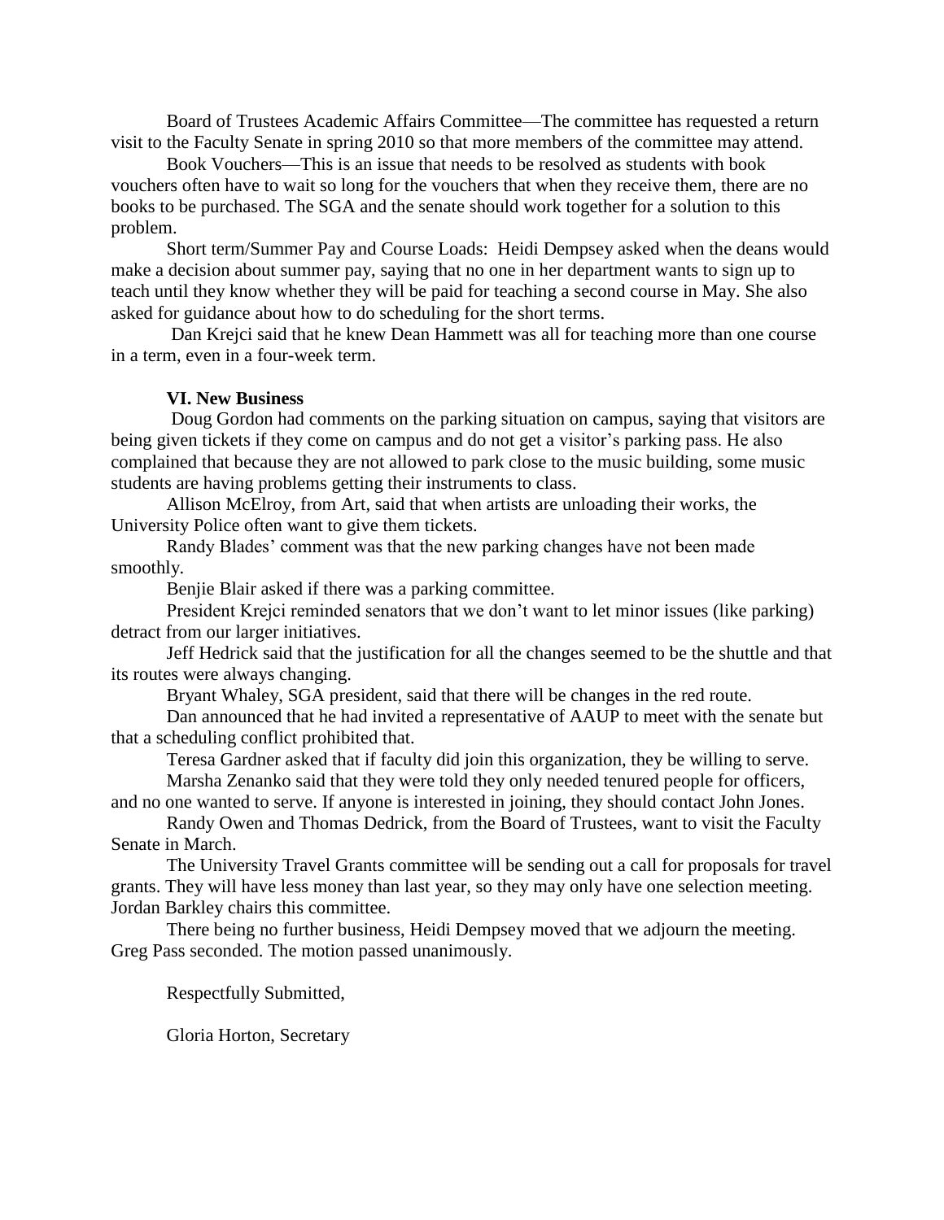Board of Trustees Academic Affairs Committee—The committee has requested a return visit to the Faculty Senate in spring 2010 so that more members of the committee may attend.

Book Vouchers—This is an issue that needs to be resolved as students with book vouchers often have to wait so long for the vouchers that when they receive them, there are no books to be purchased. The SGA and the senate should work together for a solution to this problem.

Short term/Summer Pay and Course Loads: Heidi Dempsey asked when the deans would make a decision about summer pay, saying that no one in her department wants to sign up to teach until they know whether they will be paid for teaching a second course in May. She also asked for guidance about how to do scheduling for the short terms.

Dan Krejci said that he knew Dean Hammett was all for teaching more than one course in a term, even in a four-week term.

**VI. New Business**

Doug Gordon had comments on the parking situation on campus, saying that visitors are being given tickets if they come on campus and do not get a visitor's parking pass. He also complained that because they are not allowed to park close to the music building, some music students are having problems getting their instruments to class.

Allison McElroy, from Art, said that when artists are unloading their works, the University Police often want to give them tickets.

Randy Blades' comment was that the new parking changes have not been made smoothly.

Benjie Blair asked if there was a parking committee.

President Krejci reminded senators that we don't want to let minor issues (like parking) detract from our larger initiatives.

Jeff Hedrick said that the justification for all the changes seemed to be the shuttle and that its routes were always changing.

Bryant Whaley, SGA president, said that there will be changes in the red route.

Dan announced that he had invited a representative of AAUP to meet with the senate but that a scheduling conflict prohibited that.

Teresa Gardner asked that if faculty did join this organization, they be willing to serve.

Marsha Zenanko said that they were told they only needed tenured people for officers, and no one wanted to serve. If anyone is interested in joining, they should contact John Jones.

Randy Owen and Thomas Dedrick, from the Board of Trustees, want to visit the Faculty Senate in March.

The University Travel Grants committee will be sending out a call for proposals for travel grants. They will have less money than last year, so they may only have one selection meeting. Jordan Barkley chairs this committee.

There being no further business, Heidi Dempsey moved that we adjourn the meeting. Greg Pass seconded. The motion passed unanimously.

Respectfully Submitted,

Gloria Horton, Secretary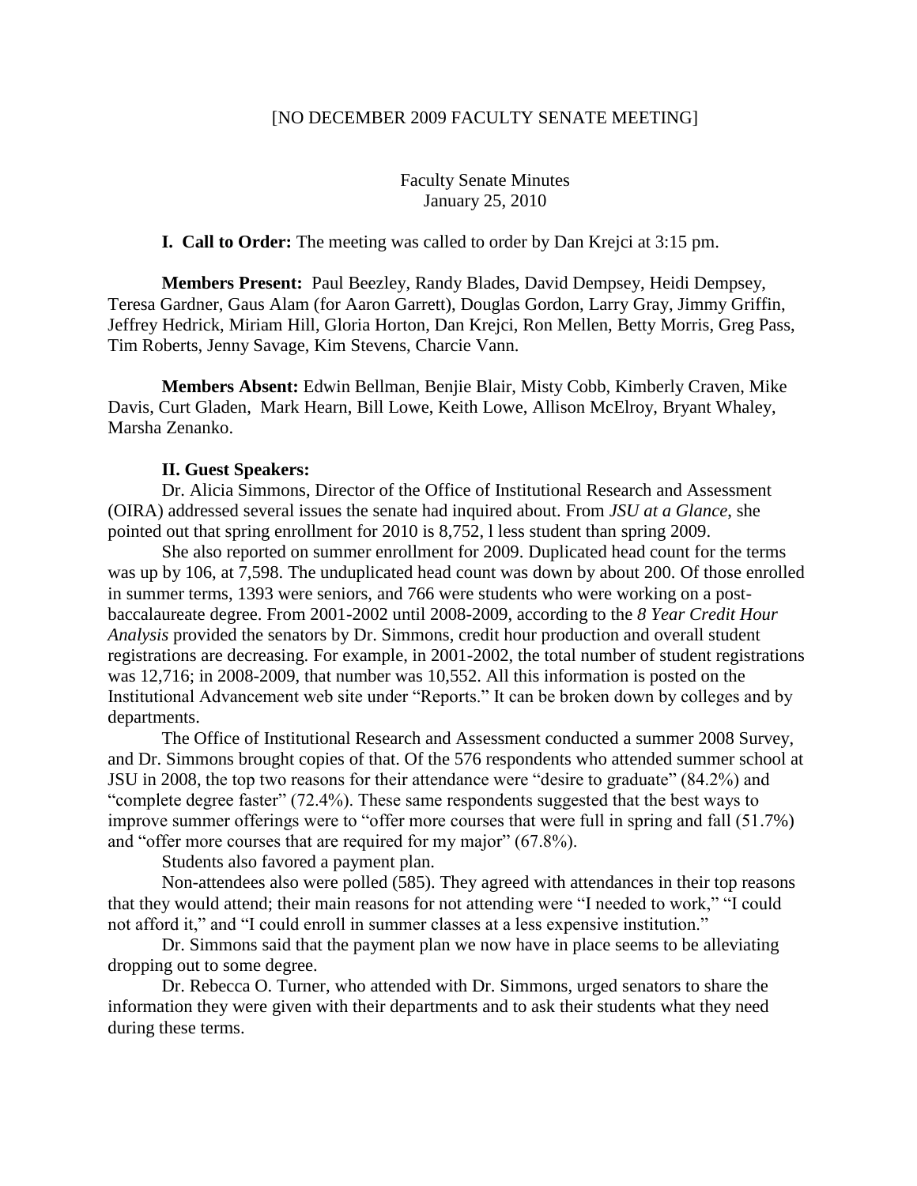[NO DECEMBER 2009 FACULTY SENATE MEETING]

Faculty Senate Minutes
January 25, 2010

**I. Call to Order:** The meeting was called to order by Dan Krejci at 3:15 pm.

**Members Present:** Paul Beezley, Randy Blades, David Dempsey, Heidi Dempsey, Teresa Gardner, Gaus Alam (for Aaron Garrett), Douglas Gordon, Larry Gray, Jimmy Griffin, Jeffrey Hedrick, Miriam Hill, Gloria Horton, Dan Krejci, Ron Mellen, Betty Morris, Greg Pass, Tim Roberts, Jenny Savage, Kim Stevens, Charcie Vann.

**Members Absent:** Edwin Bellman, Benjie Blair, Misty Cobb, Kimberly Craven, Mike Davis, Curt Gladen, Mark Hearn, Bill Lowe, Keith Lowe, Allison McElroy, Bryant Whaley, Marsha Zenanko.

**II. Guest Speakers:**

Dr. Alicia Simmons, Director of the Office of Institutional Research and Assessment (OIRA) addressed several issues the senate had inquired about. From *JSU at a Glance*, she pointed out that spring enrollment for 2010 is 8,752, l less student than spring 2009.

She also reported on summer enrollment for 2009. Duplicated head count for the terms was up by 106, at 7,598. The unduplicated head count was down by about 200. Of those enrolled in summer terms, 1393 were seniors, and 766 were students who were working on a post-baccalaureate degree. From 2001-2002 until 2008-2009, according to the *8 Year Credit Hour Analysis* provided the senators by Dr. Simmons, credit hour production and overall student registrations are decreasing. For example, in 2001-2002, the total number of student registrations was 12,716; in 2008-2009, that number was 10,552. All this information is posted on the Institutional Advancement web site under "Reports." It can be broken down by colleges and by departments.

The Office of Institutional Research and Assessment conducted a summer 2008 Survey, and Dr. Simmons brought copies of that. Of the 576 respondents who attended summer school at JSU in 2008, the top two reasons for their attendance were "desire to graduate" (84.2%) and "complete degree faster" (72.4%). These same respondents suggested that the best ways to improve summer offerings were to "offer more courses that were full in spring and fall (51.7%) and "offer more courses that are required for my major" (67.8%).

Students also favored a payment plan.

Non-attendees also were polled (585). They agreed with attendances in their top reasons that they would attend; their main reasons for not attending were "I needed to work," "I could not afford it," and "I could enroll in summer classes at a less expensive institution."

Dr. Simmons said that the payment plan we now have in place seems to be alleviating dropping out to some degree.

Dr. Rebecca O. Turner, who attended with Dr. Simmons, urged senators to share the information they were given with their departments and to ask their students what they need during these terms.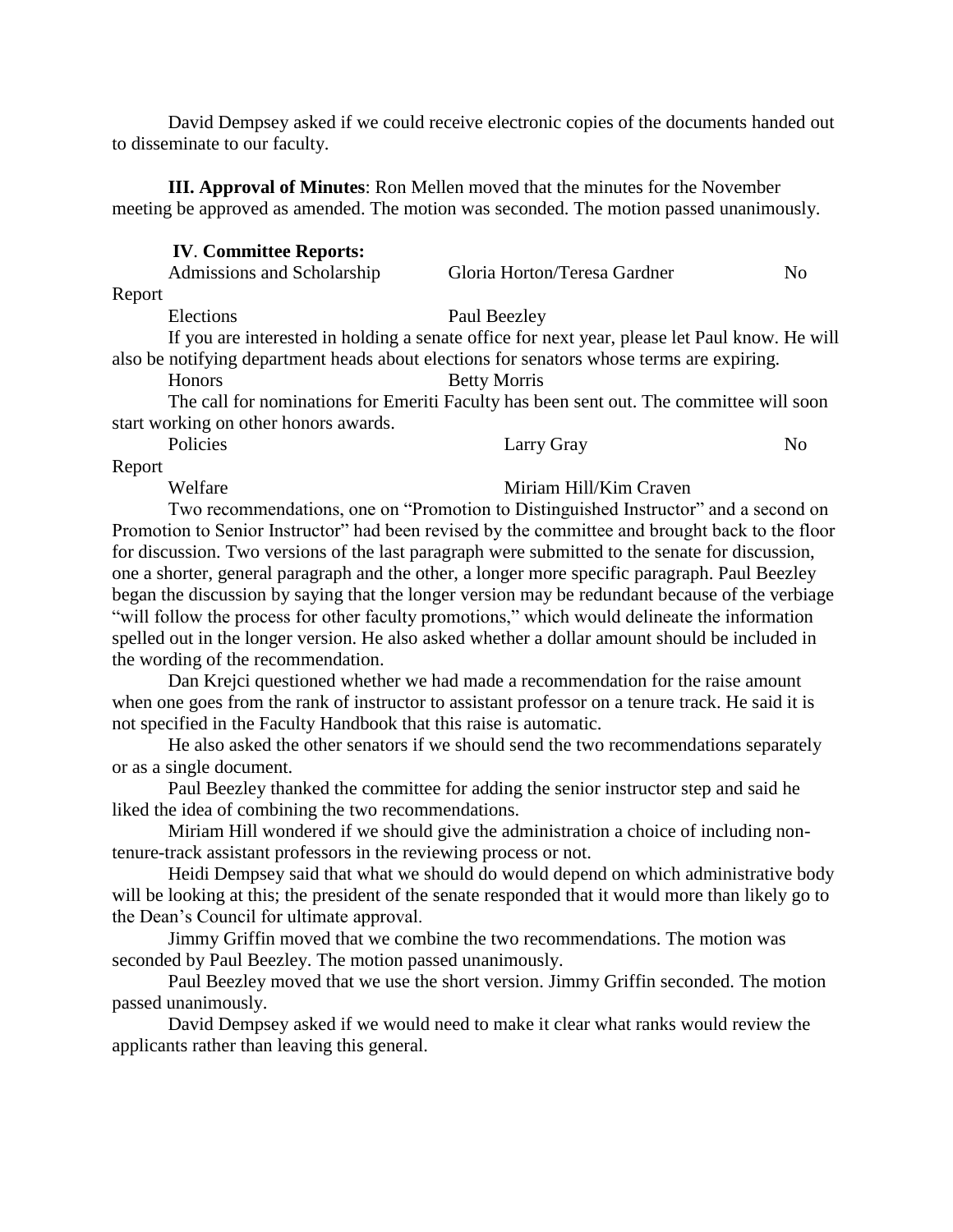David Dempsey asked if we could receive electronic copies of the documents handed out to disseminate to our faculty.

**III. Approval of Minutes**: Ron Mellen moved that the minutes for the November meeting be approved as amended. The motion was seconded. The motion passed unanimously.

**IV. Committee Reports:**

Admissions and Scholarship — Gloria Horton/Teresa Gardner — No Report

Elections — Paul Beezley

If you are interested in holding a senate office for next year, please let Paul know. He will also be notifying department heads about elections for senators whose terms are expiring.

Honors — Betty Morris

The call for nominations for Emeriti Faculty has been sent out. The committee will soon start working on other honors awards.

Policies — Larry Gray — No Report

Welfare — Miriam Hill/Kim Craven

Two recommendations, one on "Promotion to Distinguished Instructor" and a second on Promotion to Senior Instructor" had been revised by the committee and brought back to the floor for discussion. Two versions of the last paragraph were submitted to the senate for discussion, one a shorter, general paragraph and the other, a longer more specific paragraph. Paul Beezley began the discussion by saying that the longer version may be redundant because of the verbiage "will follow the process for other faculty promotions," which would delineate the information spelled out in the longer version. He also asked whether a dollar amount should be included in the wording of the recommendation.

Dan Krejci questioned whether we had made a recommendation for the raise amount when one goes from the rank of instructor to assistant professor on a tenure track. He said it is not specified in the Faculty Handbook that this raise is automatic.

He also asked the other senators if we should send the two recommendations separately or as a single document.

Paul Beezley thanked the committee for adding the senior instructor step and said he liked the idea of combining the two recommendations.

Miriam Hill wondered if we should give the administration a choice of including non-tenure-track assistant professors in the reviewing process or not.

Heidi Dempsey said that what we should do would depend on which administrative body will be looking at this; the president of the senate responded that it would more than likely go to the Dean's Council for ultimate approval.

Jimmy Griffin moved that we combine the two recommendations. The motion was seconded by Paul Beezley. The motion passed unanimously.

Paul Beezley moved that we use the short version. Jimmy Griffin seconded. The motion passed unanimously.

David Dempsey asked if we would need to make it clear what ranks would review the applicants rather than leaving this general.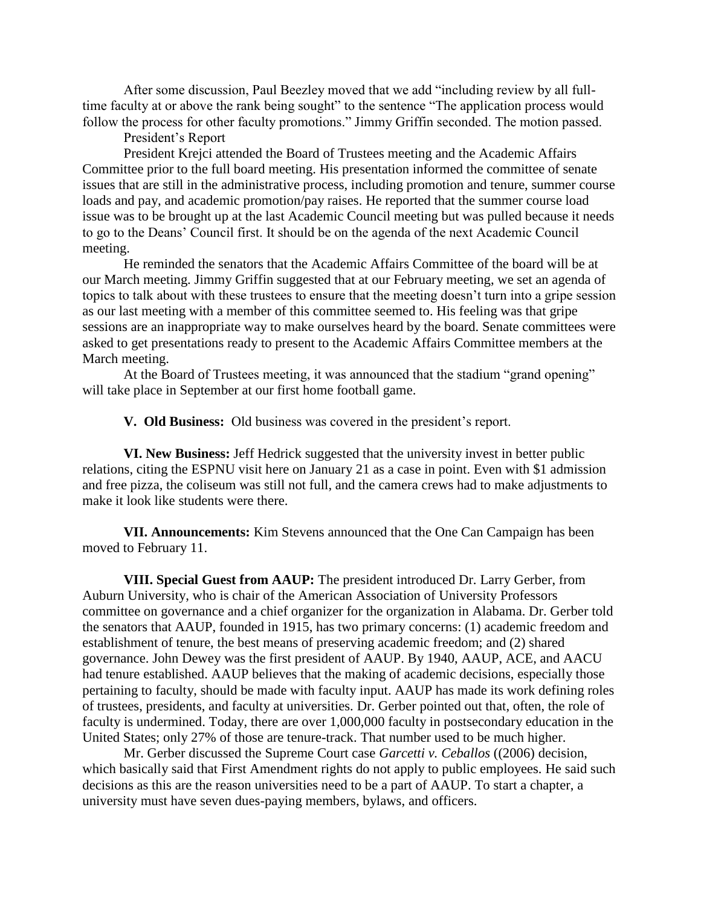After some discussion, Paul Beezley moved that we add "including review by all full-time faculty at or above the rank being sought" to the sentence "The application process would follow the process for other faculty promotions." Jimmy Griffin seconded. The motion passed.

President's Report

President Krejci attended the Board of Trustees meeting and the Academic Affairs Committee prior to the full board meeting. His presentation informed the committee of senate issues that are still in the administrative process, including promotion and tenure, summer course loads and pay, and academic promotion/pay raises. He reported that the summer course load issue was to be brought up at the last Academic Council meeting but was pulled because it needs to go to the Deans' Council first. It should be on the agenda of the next Academic Council meeting.

He reminded the senators that the Academic Affairs Committee of the board will be at our March meeting. Jimmy Griffin suggested that at our February meeting, we set an agenda of topics to talk about with these trustees to ensure that the meeting doesn't turn into a gripe session as our last meeting with a member of this committee seemed to. His feeling was that gripe sessions are an inappropriate way to make ourselves heard by the board. Senate committees were asked to get presentations ready to present to the Academic Affairs Committee members at the March meeting.

At the Board of Trustees meeting, it was announced that the stadium "grand opening" will take place in September at our first home football game.

**V. Old Business:** Old business was covered in the president's report.

**VI. New Business:** Jeff Hedrick suggested that the university invest in better public relations, citing the ESPNU visit here on January 21 as a case in point. Even with $1 admission and free pizza, the coliseum was still not full, and the camera crews had to make adjustments to make it look like students were there.

**VII. Announcements:** Kim Stevens announced that the One Can Campaign has been moved to February 11.

**VIII. Special Guest from AAUP:** The president introduced Dr. Larry Gerber, from Auburn University, who is chair of the American Association of University Professors committee on governance and a chief organizer for the organization in Alabama. Dr. Gerber told the senators that AAUP, founded in 1915, has two primary concerns: (1) academic freedom and establishment of tenure, the best means of preserving academic freedom; and (2) shared governance. John Dewey was the first president of AAUP. By 1940, AAUP, ACE, and AACU had tenure established. AAUP believes that the making of academic decisions, especially those pertaining to faculty, should be made with faculty input. AAUP has made its work defining roles of trustees, presidents, and faculty at universities. Dr. Gerber pointed out that, often, the role of faculty is undermined. Today, there are over 1,000,000 faculty in postsecondary education in the United States; only 27% of those are tenure-track. That number used to be much higher.

Mr. Gerber discussed the Supreme Court case *Garcetti v. Ceballos* ((2006) decision, which basically said that First Amendment rights do not apply to public employees. He said such decisions as this are the reason universities need to be a part of AAUP. To start a chapter, a university must have seven dues-paying members, bylaws, and officers.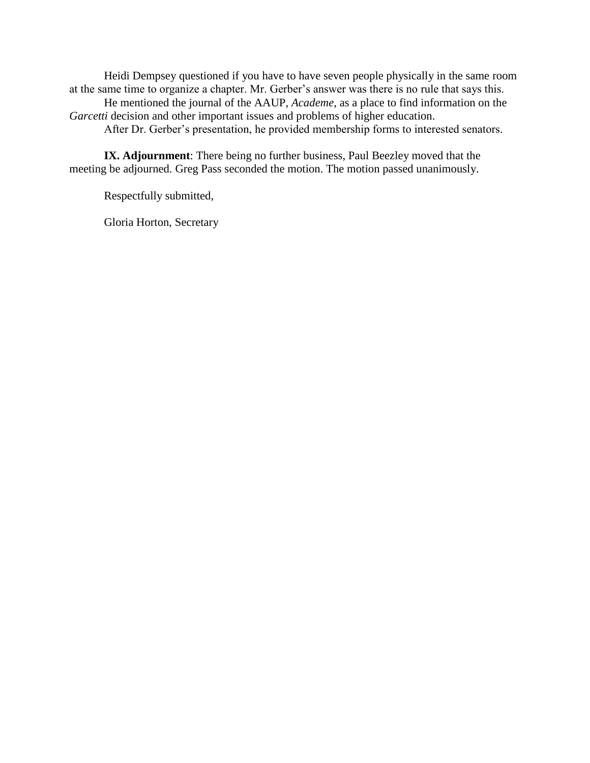Heidi Dempsey questioned if you have to have seven people physically in the same room at the same time to organize a chapter. Mr. Gerber's answer was there is no rule that says this.

He mentioned the journal of the AAUP, *Academe*, as a place to find information on the *Garcetti* decision and other important issues and problems of higher education.

After Dr. Gerber's presentation, he provided membership forms to interested senators.

**IX. Adjournment**: There being no further business, Paul Beezley moved that the meeting be adjourned. Greg Pass seconded the motion. The motion passed unanimously.

Respectfully submitted,

Gloria Horton, Secretary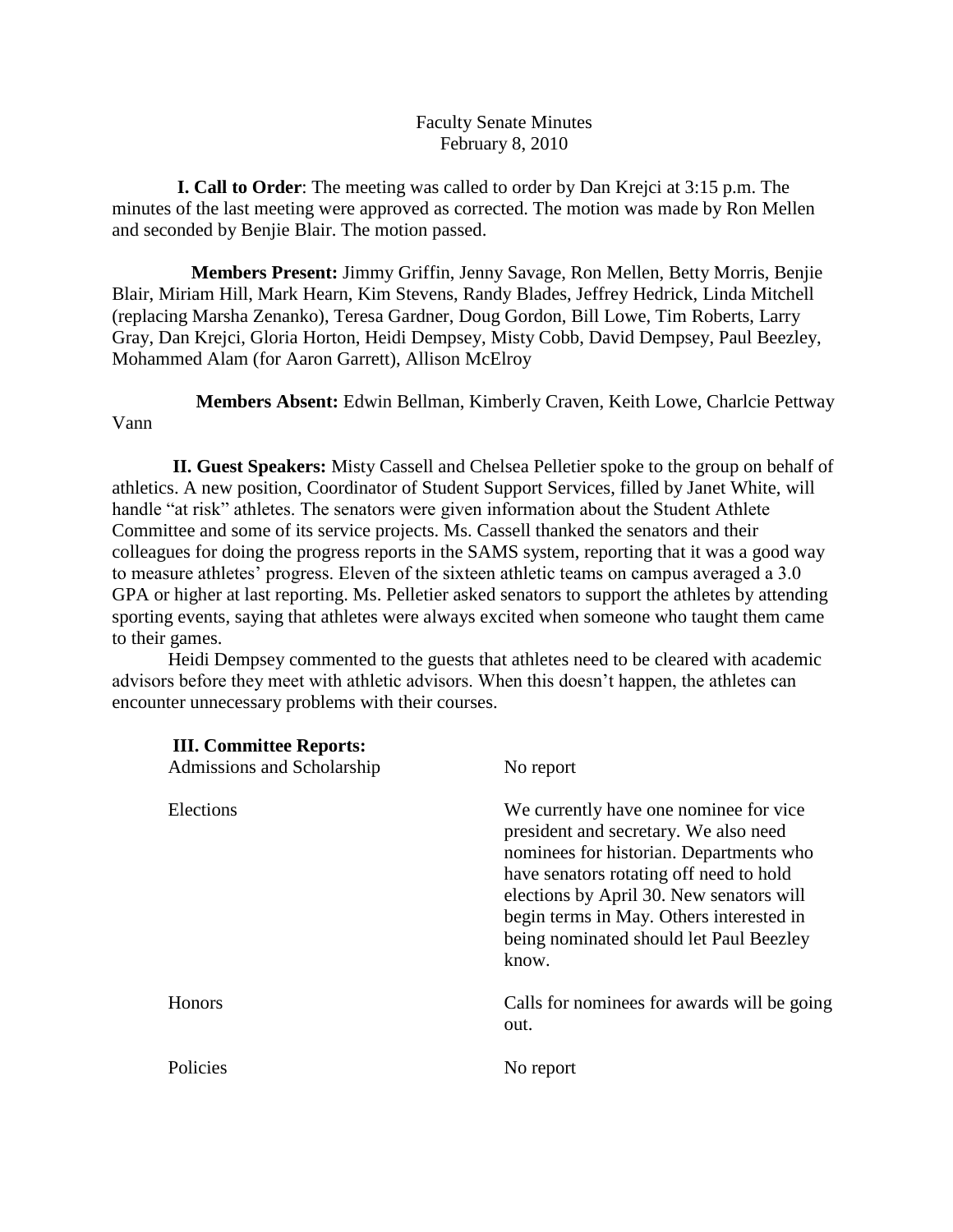Faculty Senate Minutes
February 8, 2010

**I. Call to Order**: The meeting was called to order by Dan Krejci at 3:15 p.m. The minutes of the last meeting were approved as corrected. The motion was made by Ron Mellen and seconded by Benjie Blair. The motion passed.

**Members Present:** Jimmy Griffin, Jenny Savage, Ron Mellen, Betty Morris, Benjie Blair, Miriam Hill, Mark Hearn, Kim Stevens, Randy Blades, Jeffrey Hedrick, Linda Mitchell (replacing Marsha Zenanko), Teresa Gardner, Doug Gordon, Bill Lowe, Tim Roberts, Larry Gray, Dan Krejci, Gloria Horton, Heidi Dempsey, Misty Cobb, David Dempsey, Paul Beezley, Mohammed Alam (for Aaron Garrett), Allison McElroy

**Members Absent:** Edwin Bellman, Kimberly Craven, Keith Lowe, Charlcie Pettway Vann

**II. Guest Speakers:** Misty Cassell and Chelsea Pelletier spoke to the group on behalf of athletics. A new position, Coordinator of Student Support Services, filled by Janet White, will handle "at risk" athletes. The senators were given information about the Student Athlete Committee and some of its service projects. Ms. Cassell thanked the senators and their colleagues for doing the progress reports in the SAMS system, reporting that it was a good way to measure athletes' progress. Eleven of the sixteen athletic teams on campus averaged a 3.0 GPA or higher at last reporting. Ms. Pelletier asked senators to support the athletes by attending sporting events, saying that athletes were always excited when someone who taught them came to their games.

Heidi Dempsey commented to the guests that athletes need to be cleared with academic advisors before they meet with athletic advisors. When this doesn't happen, the athletes can encounter unnecessary problems with their courses.

**III. Committee Reports:**

| | |
|---|---|
| Admissions and Scholarship | No report |
| Elections | We currently have one nominee for vice president and secretary. We also need nominees for historian. Departments who have senators rotating off need to hold elections by April 30. New senators will begin terms in May. Others interested in being nominated should let Paul Beezley know. |
| Honors | Calls for nominees for awards will be going out. |
| Policies | No report |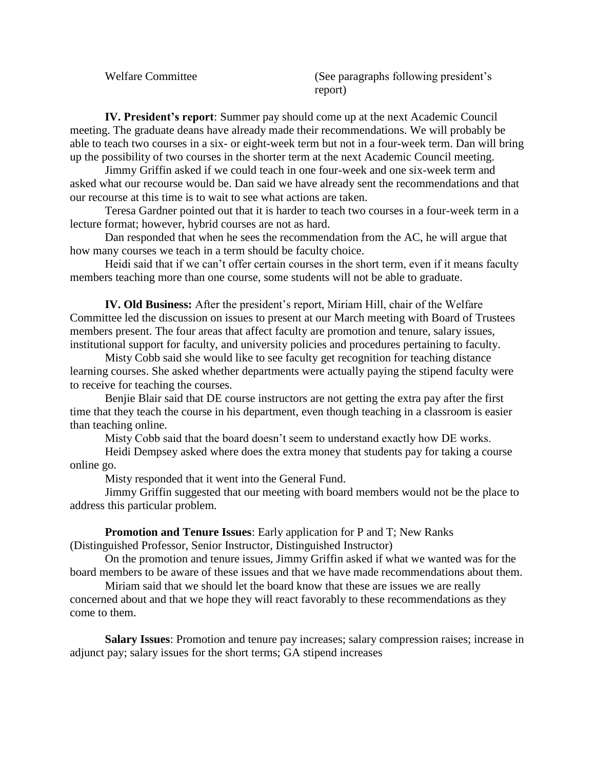| Welfare Committee | (See paragraphs following president's report) |
|---|---|

**IV. President's report**: Summer pay should come up at the next Academic Council meeting. The graduate deans have already made their recommendations. We will probably be able to teach two courses in a six- or eight-week term but not in a four-week term. Dan will bring up the possibility of two courses in the shorter term at the next Academic Council meeting.

Jimmy Griffin asked if we could teach in one four-week and one six-week term and asked what our recourse would be. Dan said we have already sent the recommendations and that our recourse at this time is to wait to see what actions are taken.

Teresa Gardner pointed out that it is harder to teach two courses in a four-week term in a lecture format; however, hybrid courses are not as hard.

Dan responded that when he sees the recommendation from the AC, he will argue that how many courses we teach in a term should be faculty choice.

Heidi said that if we can't offer certain courses in the short term, even if it means faculty members teaching more than one course, some students will not be able to graduate.

**IV. Old Business:** After the president's report, Miriam Hill, chair of the Welfare Committee led the discussion on issues to present at our March meeting with Board of Trustees members present. The four areas that affect faculty are promotion and tenure, salary issues, institutional support for faculty, and university policies and procedures pertaining to faculty.

Misty Cobb said she would like to see faculty get recognition for teaching distance learning courses. She asked whether departments were actually paying the stipend faculty were to receive for teaching the courses.

Benjie Blair said that DE course instructors are not getting the extra pay after the first time that they teach the course in his department, even though teaching in a classroom is easier than teaching online.

Misty Cobb said that the board doesn't seem to understand exactly how DE works.

Heidi Dempsey asked where does the extra money that students pay for taking a course online go.

Misty responded that it went into the General Fund.

Jimmy Griffin suggested that our meeting with board members would not be the place to address this particular problem.

**Promotion and Tenure Issues**: Early application for P and T; New Ranks (Distinguished Professor, Senior Instructor, Distinguished Instructor)

On the promotion and tenure issues, Jimmy Griffin asked if what we wanted was for the board members to be aware of these issues and that we have made recommendations about them.

Miriam said that we should let the board know that these are issues we are really concerned about and that we hope they will react favorably to these recommendations as they come to them.

**Salary Issues**: Promotion and tenure pay increases; salary compression raises; increase in adjunct pay; salary issues for the short terms; GA stipend increases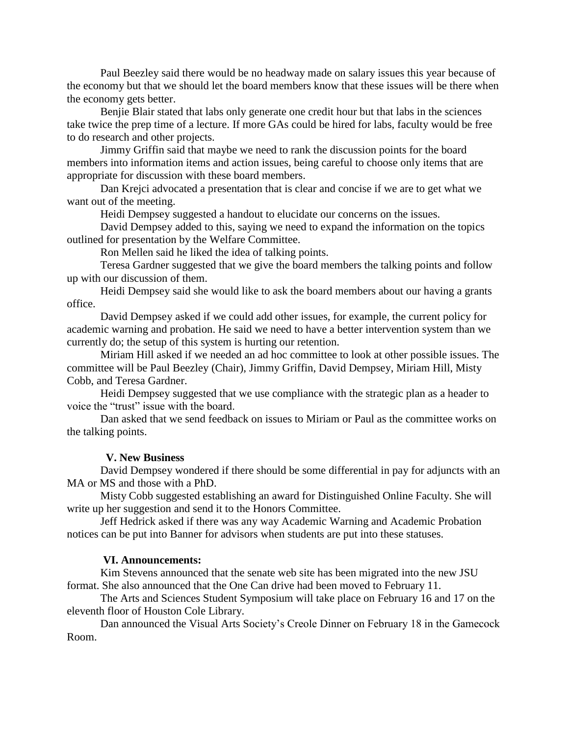Paul Beezley said there would be no headway made on salary issues this year because of the economy but that we should let the board members know that these issues will be there when the economy gets better.

Benjie Blair stated that labs only generate one credit hour but that labs in the sciences take twice the prep time of a lecture. If more GAs could be hired for labs, faculty would be free to do research and other projects.

Jimmy Griffin said that maybe we need to rank the discussion points for the board members into information items and action issues, being careful to choose only items that are appropriate for discussion with these board members.

Dan Krejci advocated a presentation that is clear and concise if we are to get what we want out of the meeting.

Heidi Dempsey suggested a handout to elucidate our concerns on the issues.

David Dempsey added to this, saying we need to expand the information on the topics outlined for presentation by the Welfare Committee.

Ron Mellen said he liked the idea of talking points.

Teresa Gardner suggested that we give the board members the talking points and follow up with our discussion of them.

Heidi Dempsey said she would like to ask the board members about our having a grants office.

David Dempsey asked if we could add other issues, for example, the current policy for academic warning and probation. He said we need to have a better intervention system than we currently do; the setup of this system is hurting our retention.

Miriam Hill asked if we needed an ad hoc committee to look at other possible issues. The committee will be Paul Beezley (Chair), Jimmy Griffin, David Dempsey, Miriam Hill, Misty Cobb, and Teresa Gardner.

Heidi Dempsey suggested that we use compliance with the strategic plan as a header to voice the "trust" issue with the board.

Dan asked that we send feedback on issues to Miriam or Paul as the committee works on the talking points.

**V. New Business**

David Dempsey wondered if there should be some differential in pay for adjuncts with an MA or MS and those with a PhD.

Misty Cobb suggested establishing an award for Distinguished Online Faculty. She will write up her suggestion and send it to the Honors Committee.

Jeff Hedrick asked if there was any way Academic Warning and Academic Probation notices can be put into Banner for advisors when students are put into these statuses.

**VI. Announcements:**

Kim Stevens announced that the senate web site has been migrated into the new JSU format. She also announced that the One Can drive had been moved to February 11.

The Arts and Sciences Student Symposium will take place on February 16 and 17 on the eleventh floor of Houston Cole Library.

Dan announced the Visual Arts Society's Creole Dinner on February 18 in the Gamecock Room.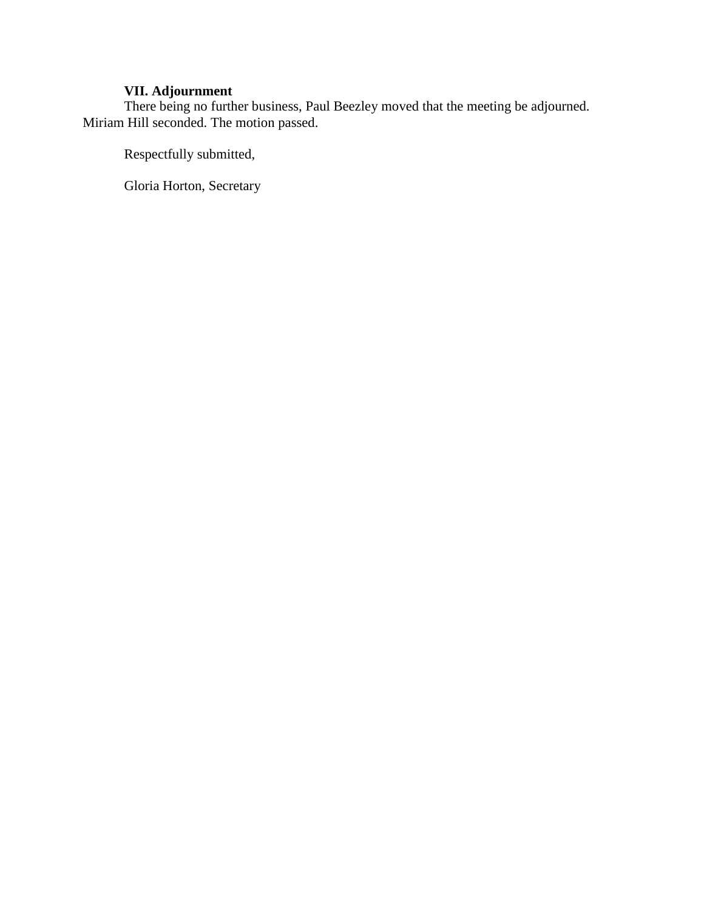**VII. Adjournment**

There being no further business, Paul Beezley moved that the meeting be adjourned. Miriam Hill seconded. The motion passed.

Respectfully submitted,

Gloria Horton, Secretary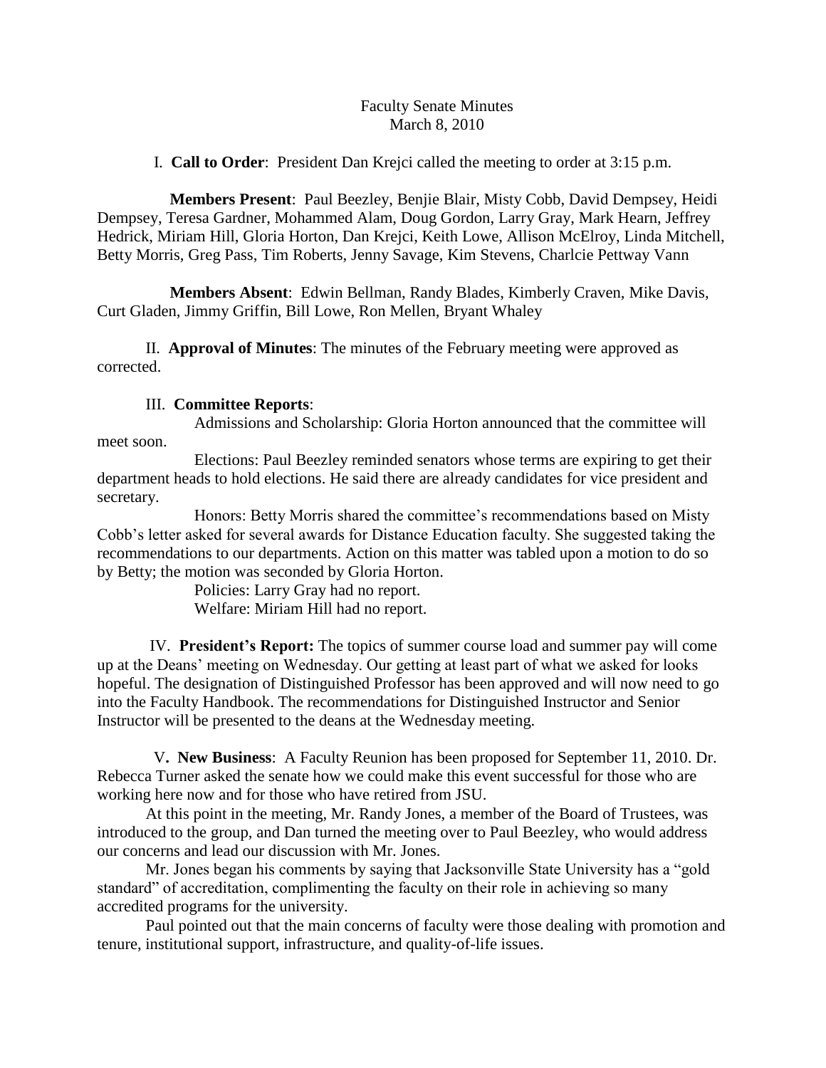Faculty Senate Minutes
March 8, 2010

I. **Call to Order**: President Dan Krejci called the meeting to order at 3:15 p.m.

**Members Present**: Paul Beezley, Benjie Blair, Misty Cobb, David Dempsey, Heidi Dempsey, Teresa Gardner, Mohammed Alam, Doug Gordon, Larry Gray, Mark Hearn, Jeffrey Hedrick, Miriam Hill, Gloria Horton, Dan Krejci, Keith Lowe, Allison McElroy, Linda Mitchell, Betty Morris, Greg Pass, Tim Roberts, Jenny Savage, Kim Stevens, Charlcie Pettway Vann

**Members Absent**: Edwin Bellman, Randy Blades, Kimberly Craven, Mike Davis, Curt Gladen, Jimmy Griffin, Bill Lowe, Ron Mellen, Bryant Whaley

II. **Approval of Minutes**: The minutes of the February meeting were approved as corrected.

III. **Committee Reports**:

Admissions and Scholarship: Gloria Horton announced that the committee will meet soon.

Elections: Paul Beezley reminded senators whose terms are expiring to get their department heads to hold elections. He said there are already candidates for vice president and secretary.

Honors: Betty Morris shared the committee's recommendations based on Misty Cobb's letter asked for several awards for Distance Education faculty. She suggested taking the recommendations to our departments. Action on this matter was tabled upon a motion to do so by Betty; the motion was seconded by Gloria Horton.

Policies: Larry Gray had no report.

Welfare: Miriam Hill had no report.

IV. **President's Report:** The topics of summer course load and summer pay will come up at the Deans' meeting on Wednesday. Our getting at least part of what we asked for looks hopeful. The designation of Distinguished Professor has been approved and will now need to go into the Faculty Handbook. The recommendations for Distinguished Instructor and Senior Instructor will be presented to the deans at the Wednesday meeting.

V**. New Business**: A Faculty Reunion has been proposed for September 11, 2010. Dr. Rebecca Turner asked the senate how we could make this event successful for those who are working here now and for those who have retired from JSU.

At this point in the meeting, Mr. Randy Jones, a member of the Board of Trustees, was introduced to the group, and Dan turned the meeting over to Paul Beezley, who would address our concerns and lead our discussion with Mr. Jones.

Mr. Jones began his comments by saying that Jacksonville State University has a "gold standard" of accreditation, complimenting the faculty on their role in achieving so many accredited programs for the university.

Paul pointed out that the main concerns of faculty were those dealing with promotion and tenure, institutional support, infrastructure, and quality-of-life issues.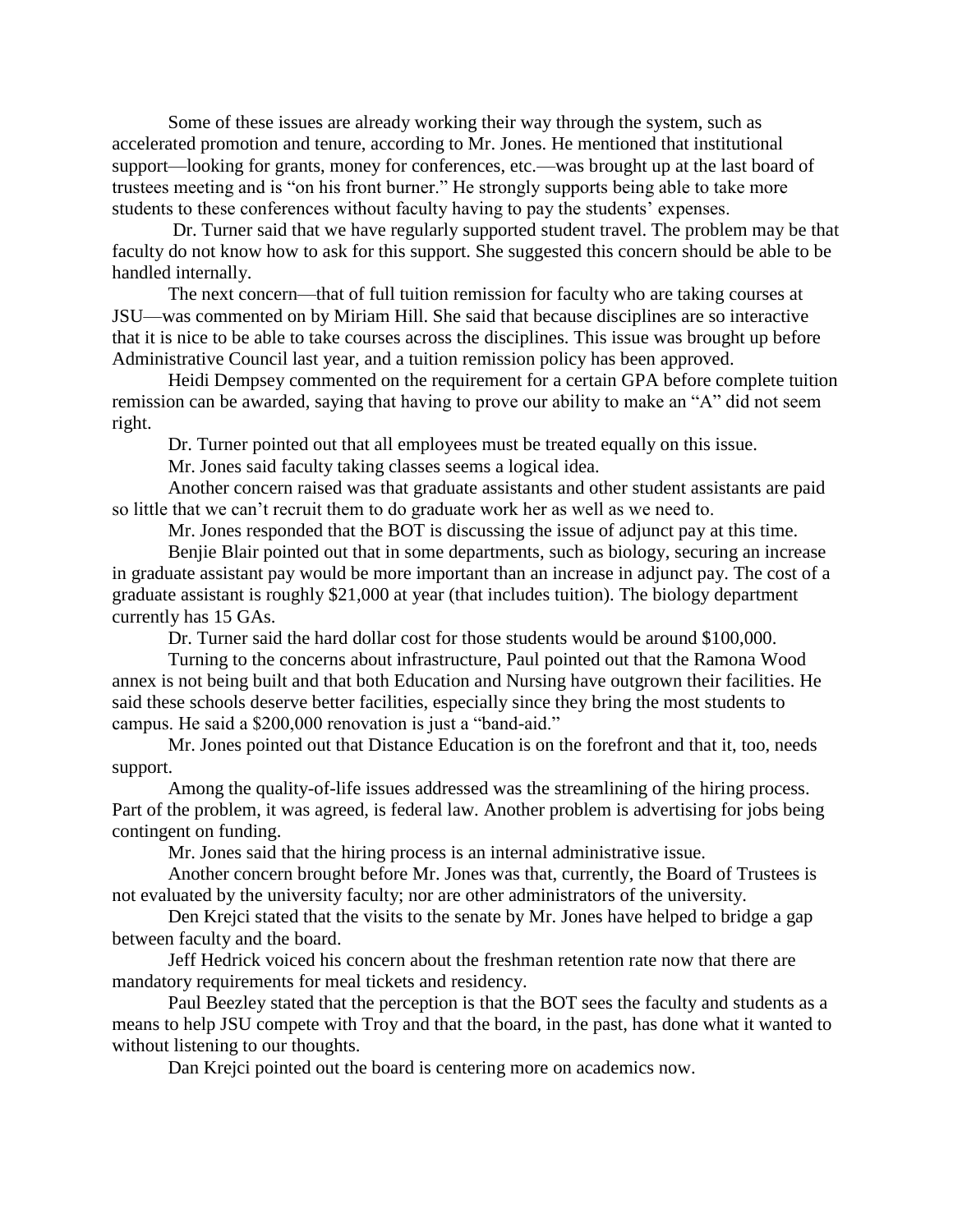Some of these issues are already working their way through the system, such as accelerated promotion and tenure, according to Mr. Jones. He mentioned that institutional support—looking for grants, money for conferences, etc.—was brought up at the last board of trustees meeting and is "on his front burner." He strongly supports being able to take more students to these conferences without faculty having to pay the students' expenses.

Dr. Turner said that we have regularly supported student travel. The problem may be that faculty do not know how to ask for this support. She suggested this concern should be able to be handled internally.

The next concern—that of full tuition remission for faculty who are taking courses at JSU—was commented on by Miriam Hill. She said that because disciplines are so interactive that it is nice to be able to take courses across the disciplines. This issue was brought up before Administrative Council last year, and a tuition remission policy has been approved.

Heidi Dempsey commented on the requirement for a certain GPA before complete tuition remission can be awarded, saying that having to prove our ability to make an "A" did not seem right.

Dr. Turner pointed out that all employees must be treated equally on this issue.

Mr. Jones said faculty taking classes seems a logical idea.

Another concern raised was that graduate assistants and other student assistants are paid so little that we can't recruit them to do graduate work her as well as we need to.

Mr. Jones responded that the BOT is discussing the issue of adjunct pay at this time.

Benjie Blair pointed out that in some departments, such as biology, securing an increase in graduate assistant pay would be more important than an increase in adjunct pay. The cost of a graduate assistant is roughly $21,000 at year (that includes tuition). The biology department currently has 15 GAs.

Dr. Turner said the hard dollar cost for those students would be around $100,000.

Turning to the concerns about infrastructure, Paul pointed out that the Ramona Wood annex is not being built and that both Education and Nursing have outgrown their facilities. He said these schools deserve better facilities, especially since they bring the most students to campus. He said a $200,000 renovation is just a "band-aid."

Mr. Jones pointed out that Distance Education is on the forefront and that it, too, needs support.

Among the quality-of-life issues addressed was the streamlining of the hiring process. Part of the problem, it was agreed, is federal law. Another problem is advertising for jobs being contingent on funding.

Mr. Jones said that the hiring process is an internal administrative issue.

Another concern brought before Mr. Jones was that, currently, the Board of Trustees is not evaluated by the university faculty; nor are other administrators of the university.

Den Krejci stated that the visits to the senate by Mr. Jones have helped to bridge a gap between faculty and the board.

Jeff Hedrick voiced his concern about the freshman retention rate now that there are mandatory requirements for meal tickets and residency.

Paul Beezley stated that the perception is that the BOT sees the faculty and students as a means to help JSU compete with Troy and that the board, in the past, has done what it wanted to without listening to our thoughts.

Dan Krejci pointed out the board is centering more on academics now.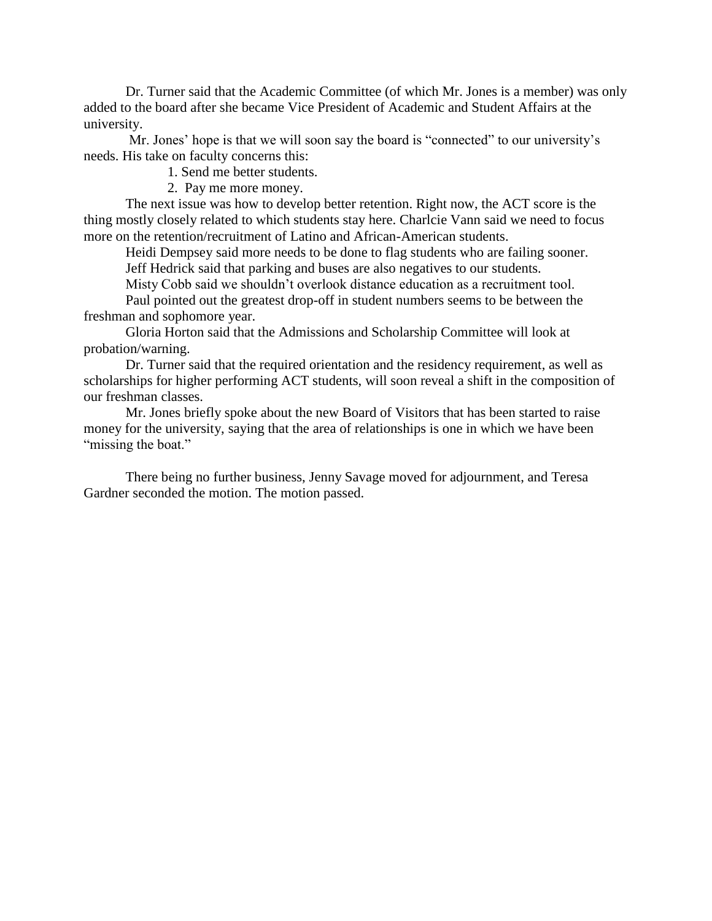Dr. Turner said that the Academic Committee (of which Mr. Jones is a member) was only added to the board after she became Vice President of Academic and Student Affairs at the university.

Mr. Jones' hope is that we will soon say the board is "connected" to our university's needs. His take on faculty concerns this:

1. Send me better students.
2. Pay me more money.

The next issue was how to develop better retention. Right now, the ACT score is the thing mostly closely related to which students stay here. Charlcie Vann said we need to focus more on the retention/recruitment of Latino and African-American students.

Heidi Dempsey said more needs to be done to flag students who are failing sooner.

Jeff Hedrick said that parking and buses are also negatives to our students.

Misty Cobb said we shouldn't overlook distance education as a recruitment tool.

Paul pointed out the greatest drop-off in student numbers seems to be between the freshman and sophomore year.

Gloria Horton said that the Admissions and Scholarship Committee will look at probation/warning.

Dr. Turner said that the required orientation and the residency requirement, as well as scholarships for higher performing ACT students, will soon reveal a shift in the composition of our freshman classes.

Mr. Jones briefly spoke about the new Board of Visitors that has been started to raise money for the university, saying that the area of relationships is one in which we have been "missing the boat."

There being no further business, Jenny Savage moved for adjournment, and Teresa Gardner seconded the motion. The motion passed.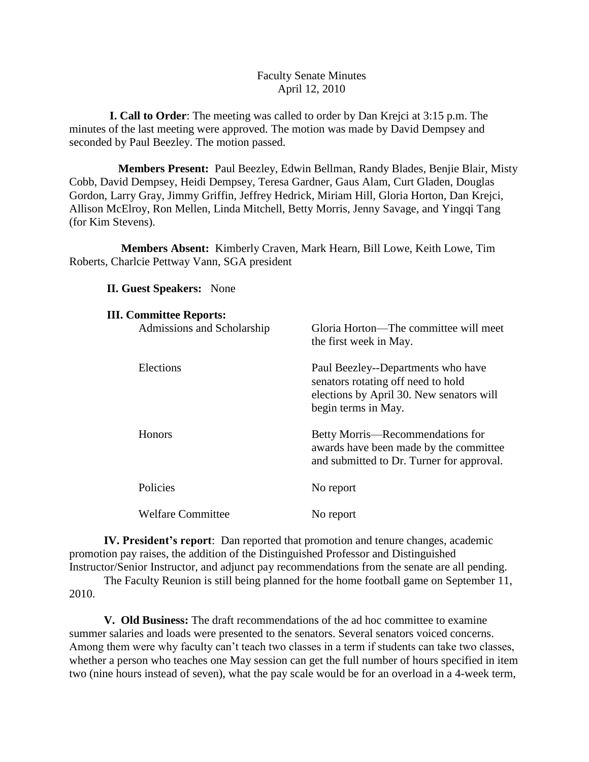Faculty Senate Minutes
April 12, 2010

**I. Call to Order**: The meeting was called to order by Dan Krejci at 3:15 p.m. The minutes of the last meeting were approved. The motion was made by David Dempsey and seconded by Paul Beezley. The motion passed.

**Members Present:** Paul Beezley, Edwin Bellman, Randy Blades, Benjie Blair, Misty Cobb, David Dempsey, Heidi Dempsey, Teresa Gardner, Gaus Alam, Curt Gladen, Douglas Gordon, Larry Gray, Jimmy Griffin, Jeffrey Hedrick, Miriam Hill, Gloria Horton, Dan Krejci, Allison McElroy, Ron Mellen, Linda Mitchell, Betty Morris, Jenny Savage, and Yingqi Tang (for Kim Stevens).

**Members Absent:** Kimberly Craven, Mark Hearn, Bill Lowe, Keith Lowe, Tim Roberts, Charlcie Pettway Vann, SGA president

**II. Guest Speakers:** None

**III. Committee Reports:**

| | |
|---|---|
| Admissions and Scholarship | Gloria Horton—The committee will meet the first week in May. |
| Elections | Paul Beezley--Departments who have senators rotating off need to hold elections by April 30. New senators will begin terms in May. |
| Honors | Betty Morris—Recommendations for awards have been made by the committee and submitted to Dr. Turner for approval. |
| Policies | No report |
| Welfare Committee | No report |

**IV. President's report**: Dan reported that promotion and tenure changes, academic promotion pay raises, the addition of the Distinguished Professor and Distinguished Instructor/Senior Instructor, and adjunct pay recommendations from the senate are all pending.

The Faculty Reunion is still being planned for the home football game on September 11, 2010.

**V. Old Business:** The draft recommendations of the ad hoc committee to examine summer salaries and loads were presented to the senators. Several senators voiced concerns. Among them were why faculty can't teach two classes in a term if students can take two classes, whether a person who teaches one May session can get the full number of hours specified in item two (nine hours instead of seven), what the pay scale would be for an overload in a 4-week term,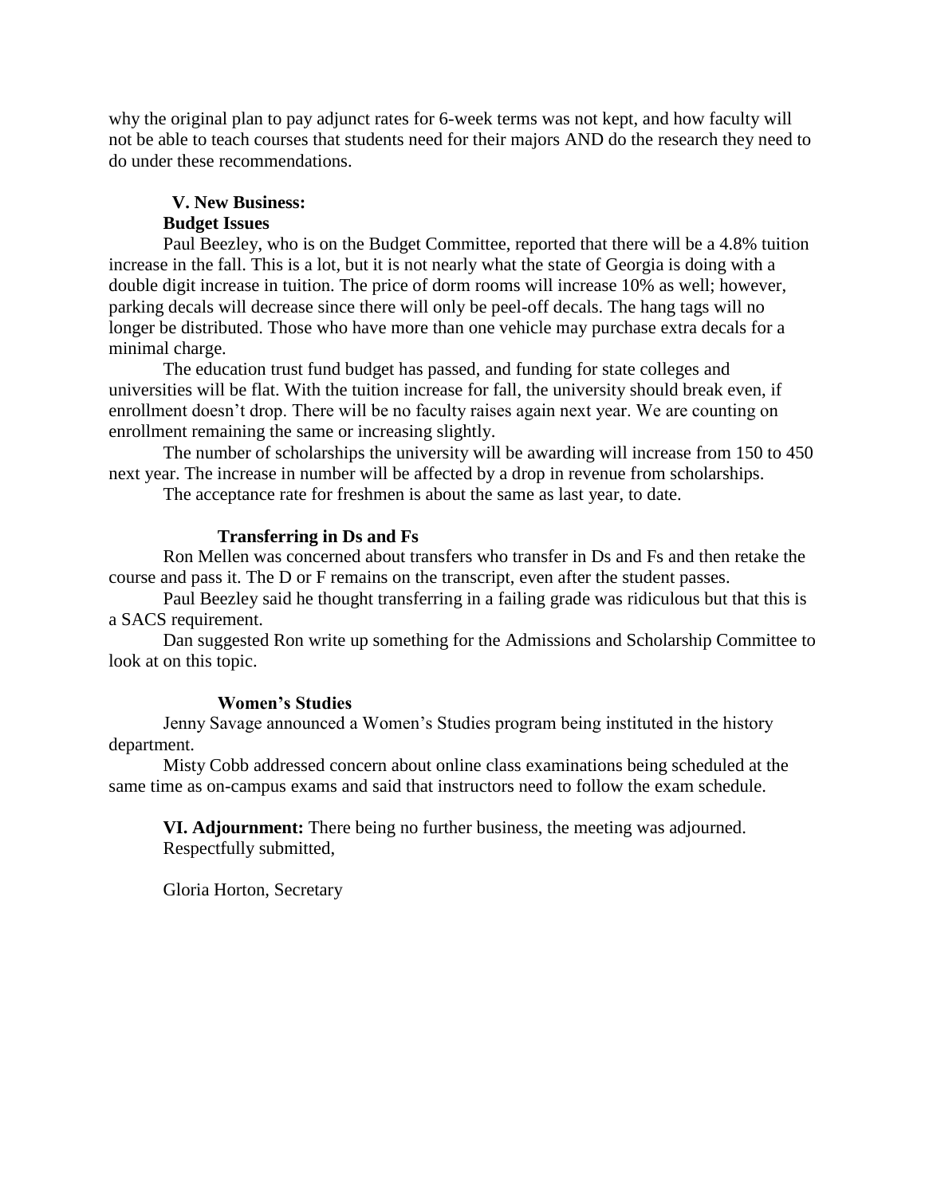why the original plan to pay adjunct rates for 6-week terms was not kept, and how faculty will not be able to teach courses that students need for their majors AND do the research they need to do under these recommendations.

## V. New Business:

### Budget Issues

Paul Beezley, who is on the Budget Committee, reported that there will be a 4.8% tuition increase in the fall. This is a lot, but it is not nearly what the state of Georgia is doing with a double digit increase in tuition. The price of dorm rooms will increase 10% as well; however, parking decals will decrease since there will only be peel-off decals. The hang tags will no longer be distributed. Those who have more than one vehicle may purchase extra decals for a minimal charge.

The education trust fund budget has passed, and funding for state colleges and universities will be flat. With the tuition increase for fall, the university should break even, if enrollment doesn't drop. There will be no faculty raises again next year. We are counting on enrollment remaining the same or increasing slightly.

The number of scholarships the university will be awarding will increase from 150 to 450 next year. The increase in number will be affected by a drop in revenue from scholarships.

The acceptance rate for freshmen is about the same as last year, to date.

### Transferring in Ds and Fs

Ron Mellen was concerned about transfers who transfer in Ds and Fs and then retake the course and pass it. The D or F remains on the transcript, even after the student passes.

Paul Beezley said he thought transferring in a failing grade was ridiculous but that this is a SACS requirement.

Dan suggested Ron write up something for the Admissions and Scholarship Committee to look at on this topic.

### Women's Studies

Jenny Savage announced a Women's Studies program being instituted in the history department.

Misty Cobb addressed concern about online class examinations being scheduled at the same time as on-campus exams and said that instructors need to follow the exam schedule.

**VI. Adjournment:** There being no further business, the meeting was adjourned.

Respectfully submitted,

Gloria Horton, Secretary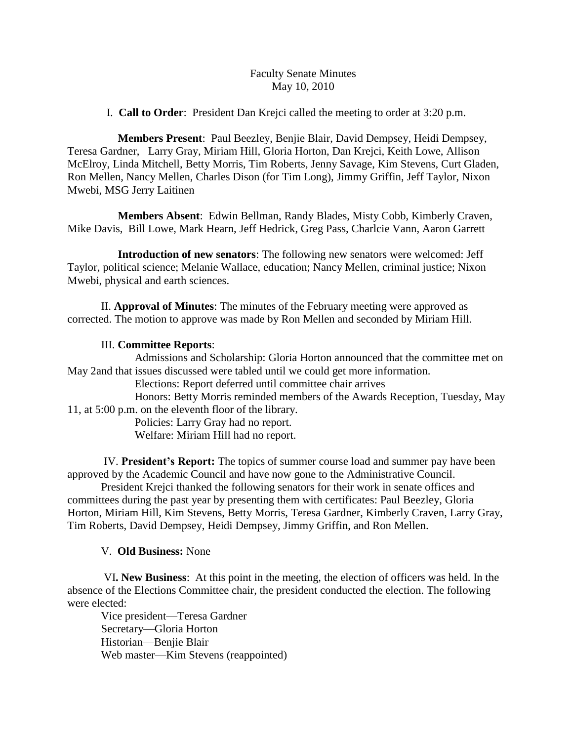# Faculty Senate Minutes
May 10, 2010

I. **Call to Order**: President Dan Krejci called the meeting to order at 3:20 p.m.

**Members Present**: Paul Beezley, Benjie Blair, David Dempsey, Heidi Dempsey, Teresa Gardner, Larry Gray, Miriam Hill, Gloria Horton, Dan Krejci, Keith Lowe, Allison McElroy, Linda Mitchell, Betty Morris, Tim Roberts, Jenny Savage, Kim Stevens, Curt Gladen, Ron Mellen, Nancy Mellen, Charles Dison (for Tim Long), Jimmy Griffin, Jeff Taylor, Nixon Mwebi, MSG Jerry Laitinen

**Members Absent**: Edwin Bellman, Randy Blades, Misty Cobb, Kimberly Craven, Mike Davis, Bill Lowe, Mark Hearn, Jeff Hedrick, Greg Pass, Charlcie Vann, Aaron Garrett

**Introduction of new senators**: The following new senators were welcomed: Jeff Taylor, political science; Melanie Wallace, education; Nancy Mellen, criminal justice; Nixon Mwebi, physical and earth sciences.

II. **Approval of Minutes**: The minutes of the February meeting were approved as corrected. The motion to approve was made by Ron Mellen and seconded by Miriam Hill.

III. **Committee Reports**:

Admissions and Scholarship: Gloria Horton announced that the committee met on May 2and that issues discussed were tabled until we could get more information.

Elections: Report deferred until committee chair arrives

Honors: Betty Morris reminded members of the Awards Reception, Tuesday, May 11, at 5:00 p.m. on the eleventh floor of the library.

Policies: Larry Gray had no report.

Welfare: Miriam Hill had no report.

IV. **President's Report:** The topics of summer course load and summer pay have been approved by the Academic Council and have now gone to the Administrative Council.

President Krejci thanked the following senators for their work in senate offices and committees during the past year by presenting them with certificates: Paul Beezley, Gloria Horton, Miriam Hill, Kim Stevens, Betty Morris, Teresa Gardner, Kimberly Craven, Larry Gray, Tim Roberts, David Dempsey, Heidi Dempsey, Jimmy Griffin, and Ron Mellen.

V. **Old Business:** None

VI**. New Business**: At this point in the meeting, the election of officers was held. In the absence of the Elections Committee chair, the president conducted the election. The following were elected:

Vice president—Teresa Gardner
Secretary—Gloria Horton
Historian—Benjie Blair
Web master—Kim Stevens (reappointed)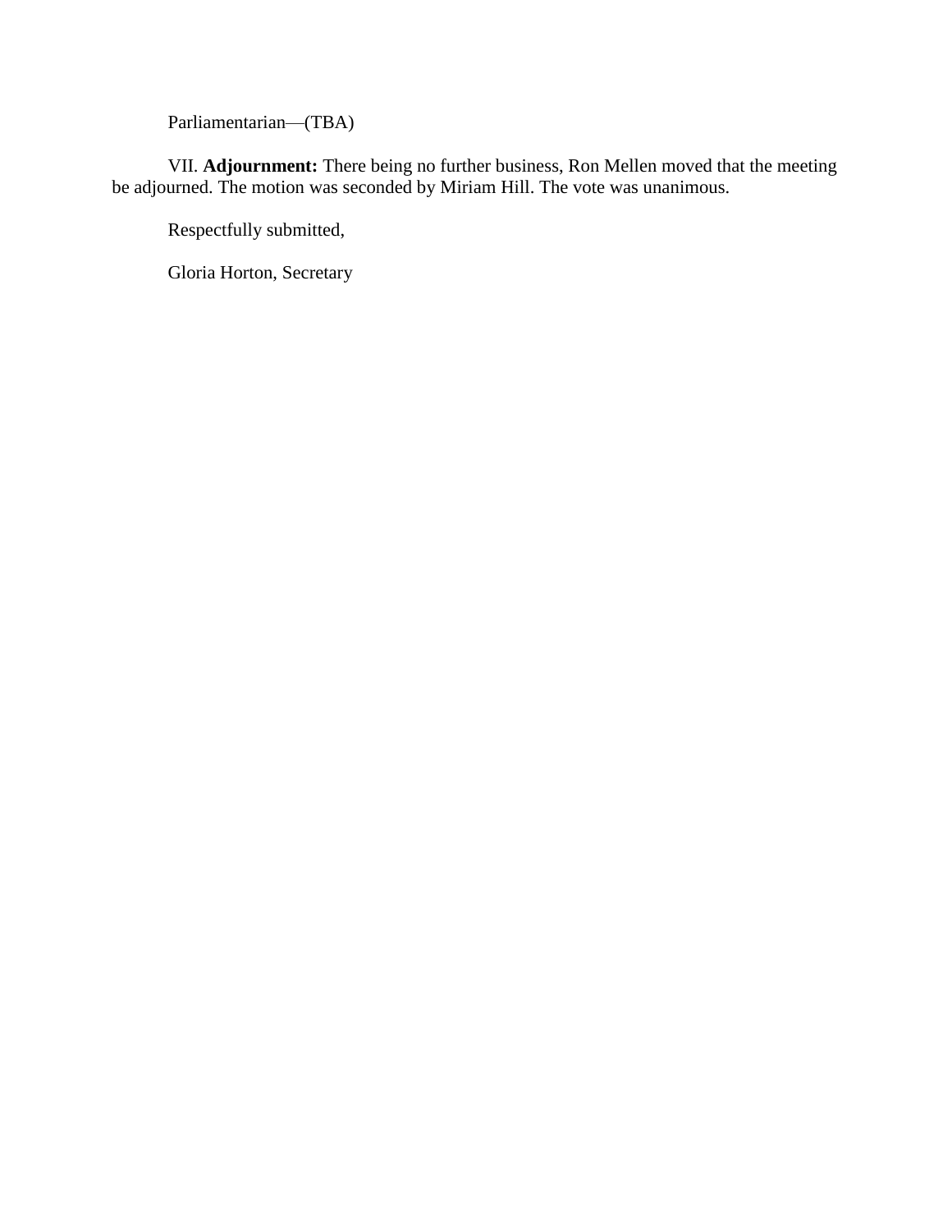Parliamentarian—(TBA)

VII. **Adjournment:** There being no further business, Ron Mellen moved that the meeting be adjourned. The motion was seconded by Miriam Hill. The vote was unanimous.

Respectfully submitted,

Gloria Horton, Secretary